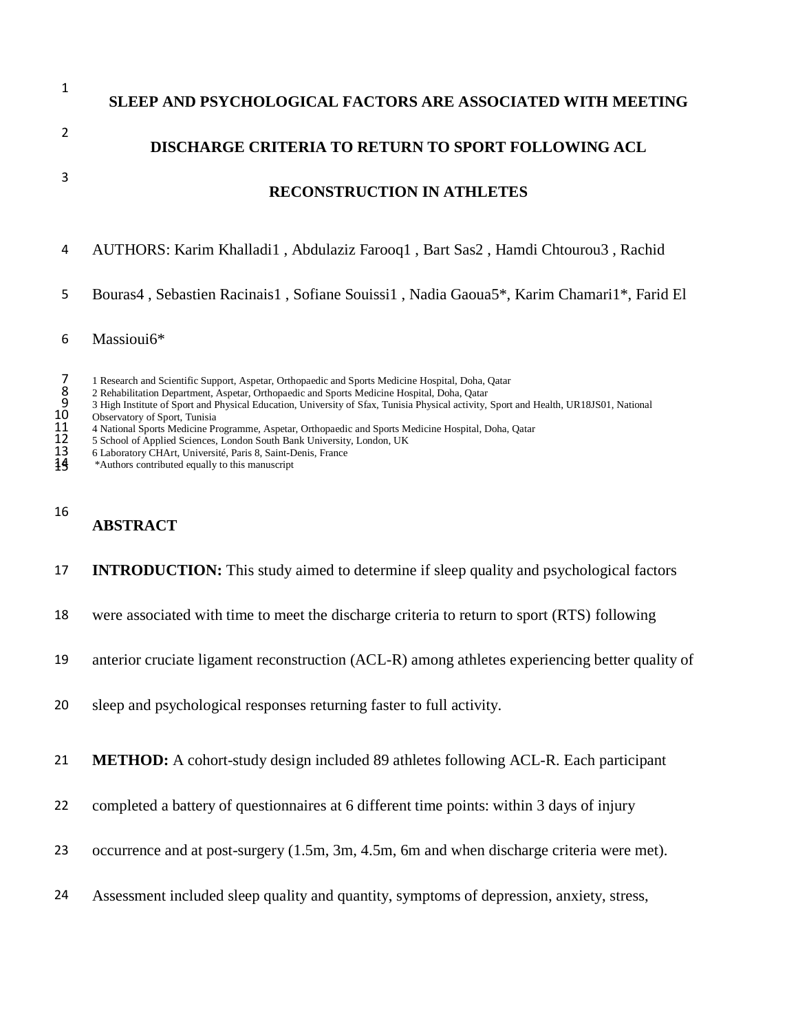# SLEEP AND PSYCHOLOGICAL FACTORS ARE ASSOCIATED WITH MEETING DISCHARGE CRITERIA TO RETURN TO SPORT FOLLOWING ACL RECONSTRUCTION IN ATHLETES

AUTHORS: Karim Khalladi[1] , Abdulaziz Farooq[1] , Bart Sas[2] , Hamdi Chtourou[3] , Rachid Bouras[4] , Sebastien Racinais[1] , Sofiane Souissi[1] , Nadia Gaoua[5]*, Karim Chamari[1]*, Farid El Massioui[6]*

1 Research and Scientific Support, Aspetar, Orthopaedic and Sports Medicine Hospital, Doha, Qatar
2 Rehabilitation Department, Aspetar, Orthopaedic and Sports Medicine Hospital, Doha, Qatar
3 High Institute of Sport and Physical Education, University of Sfax, Tunisia Physical activity, Sport and Health, UR18JS01, National Observatory of Sport, Tunisia
4 National Sports Medicine Programme, Aspetar, Orthopaedic and Sports Medicine Hospital, Doha, Qatar
5 School of Applied Sciences, London South Bank University, London, UK
6 Laboratory CHArt, Université, Paris 8, Saint-Denis, France
*Authors contributed equally to this manuscript

## ABSTRACT

**INTRODUCTION:** This study aimed to determine if sleep quality and psychological factors were associated with time to meet the discharge criteria to return to sport (RTS) following anterior cruciate ligament reconstruction (ACL-R) among athletes experiencing better quality of sleep and psychological responses returning faster to full activity.

**METHOD:** A cohort-study design included 89 athletes following ACL-R. Each participant completed a battery of questionnaires at 6 different time points: within 3 days of injury occurrence and at post-surgery (1.5m, 3m, 4.5m, 6m and when discharge criteria were met). Assessment included sleep quality and quantity, symptoms of depression, anxiety, stress,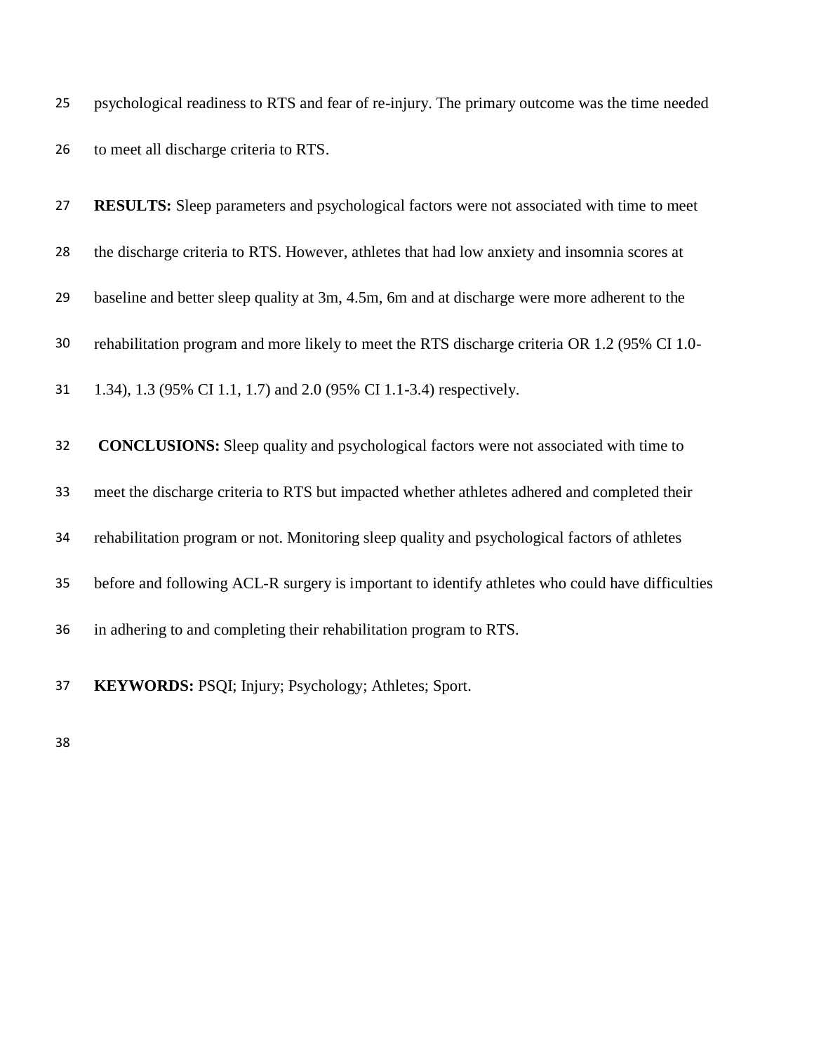psychological readiness to RTS and fear of re-injury. The primary outcome was the time needed to meet all discharge criteria to RTS.

**RESULTS:** Sleep parameters and psychological factors were not associated with time to meet the discharge criteria to RTS. However, athletes that had low anxiety and insomnia scores at baseline and better sleep quality at 3m, 4.5m, 6m and at discharge were more adherent to the rehabilitation program and more likely to meet the RTS discharge criteria OR 1.2 (95% CI 1.0-1.34), 1.3 (95% CI 1.1, 1.7) and 2.0 (95% CI 1.1-3.4) respectively.

**CONCLUSIONS:** Sleep quality and psychological factors were not associated with time to meet the discharge criteria to RTS but impacted whether athletes adhered and completed their rehabilitation program or not. Monitoring sleep quality and psychological factors of athletes before and following ACL-R surgery is important to identify athletes who could have difficulties in adhering to and completing their rehabilitation program to RTS.

**KEYWORDS:** PSQI; Injury; Psychology; Athletes; Sport.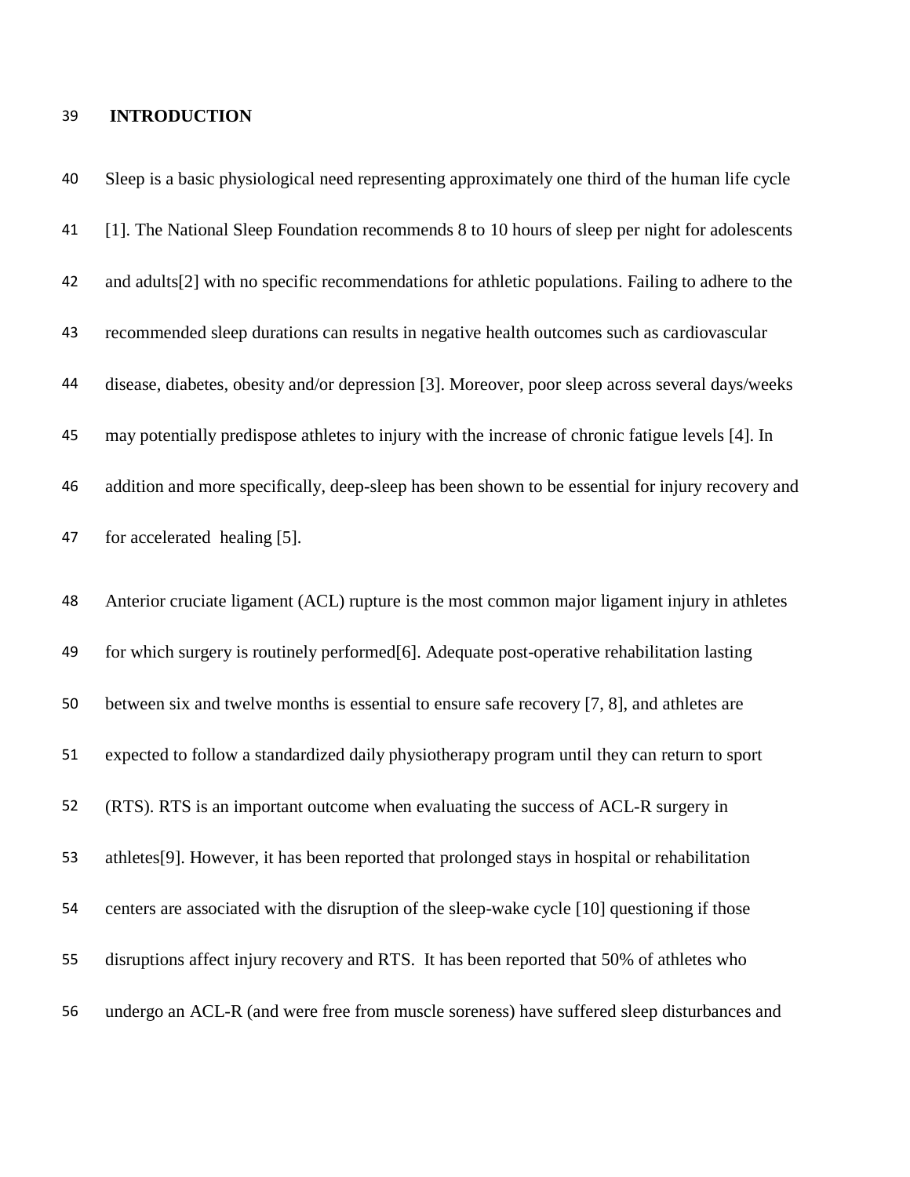## INTRODUCTION

Sleep is a basic physiological need representing approximately one third of the human life cycle [1]. The National Sleep Foundation recommends 8 to 10 hours of sleep per night for adolescents and adults[2] with no specific recommendations for athletic populations. Failing to adhere to the recommended sleep durations can results in negative health outcomes such as cardiovascular disease, diabetes, obesity and/or depression [3]. Moreover, poor sleep across several days/weeks may potentially predispose athletes to injury with the increase of chronic fatigue levels [4]. In addition and more specifically, deep-sleep has been shown to be essential for injury recovery and for accelerated healing [5].

Anterior cruciate ligament (ACL) rupture is the most common major ligament injury in athletes for which surgery is routinely performed[6]. Adequate post-operative rehabilitation lasting between six and twelve months is essential to ensure safe recovery [7, 8], and athletes are expected to follow a standardized daily physiotherapy program until they can return to sport (RTS). RTS is an important outcome when evaluating the success of ACL-R surgery in athletes[9]. However, it has been reported that prolonged stays in hospital or rehabilitation centers are associated with the disruption of the sleep-wake cycle [10] questioning if those disruptions affect injury recovery and RTS. It has been reported that 50% of athletes who undergo an ACL-R (and were free from muscle soreness) have suffered sleep disturbances and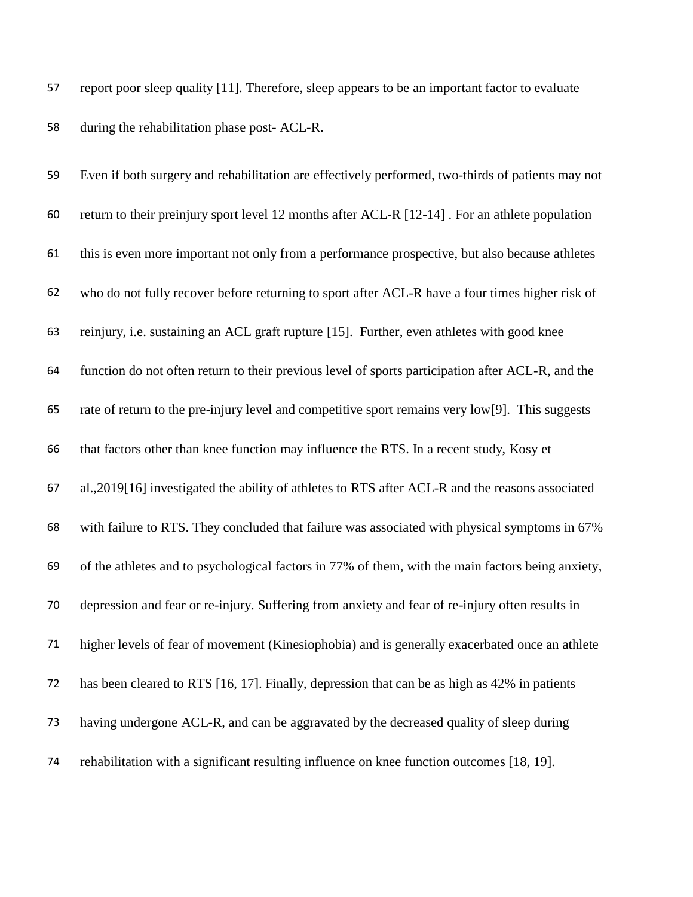report poor sleep quality [11]. Therefore, sleep appears to be an important factor to evaluate during the rehabilitation phase post- ACL-R.

Even if both surgery and rehabilitation are effectively performed, two-thirds of patients may not return to their preinjury sport level 12 months after ACL-R [12-14] . For an athlete population this is even more important not only from a performance prospective, but also because athletes who do not fully recover before returning to sport after ACL-R have a four times higher risk of reinjury, i.e. sustaining an ACL graft rupture [15]. Further, even athletes with good knee function do not often return to their previous level of sports participation after ACL-R, and the rate of return to the pre-injury level and competitive sport remains very low[9]. This suggests that factors other than knee function may influence the RTS. In a recent study, Kosy et al.,2019[16] investigated the ability of athletes to RTS after ACL-R and the reasons associated with failure to RTS. They concluded that failure was associated with physical symptoms in 67% of the athletes and to psychological factors in 77% of them, with the main factors being anxiety, depression and fear or re-injury. Suffering from anxiety and fear of re-injury often results in higher levels of fear of movement (Kinesiophobia) and is generally exacerbated once an athlete has been cleared to RTS [16, 17]. Finally, depression that can be as high as 42% in patients having undergone ACL-R, and can be aggravated by the decreased quality of sleep during rehabilitation with a significant resulting influence on knee function outcomes [18, 19].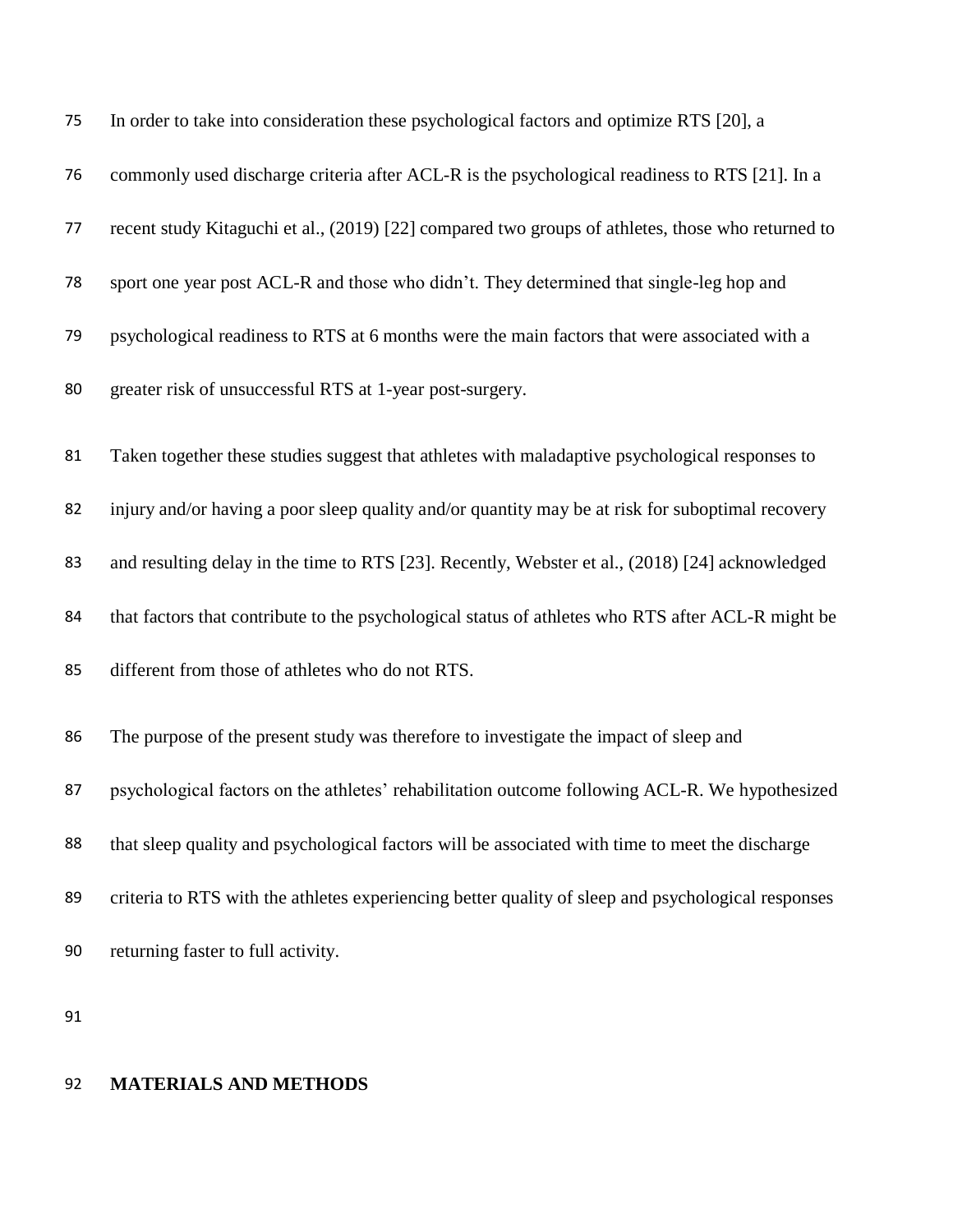In order to take into consideration these psychological factors and optimize RTS [20], a commonly used discharge criteria after ACL-R is the psychological readiness to RTS [21]. In a recent study Kitaguchi et al., (2019) [22] compared two groups of athletes, those who returned to sport one year post ACL-R and those who didn't. They determined that single-leg hop and psychological readiness to RTS at 6 months were the main factors that were associated with a greater risk of unsuccessful RTS at 1-year post-surgery.

Taken together these studies suggest that athletes with maladaptive psychological responses to injury and/or having a poor sleep quality and/or quantity may be at risk for suboptimal recovery and resulting delay in the time to RTS [23]. Recently, Webster et al., (2018) [24] acknowledged that factors that contribute to the psychological status of athletes who RTS after ACL-R might be different from those of athletes who do not RTS.

The purpose of the present study was therefore to investigate the impact of sleep and psychological factors on the athletes' rehabilitation outcome following ACL-R. We hypothesized that sleep quality and psychological factors will be associated with time to meet the discharge criteria to RTS with the athletes experiencing better quality of sleep and psychological responses returning faster to full activity.

## MATERIALS AND METHODS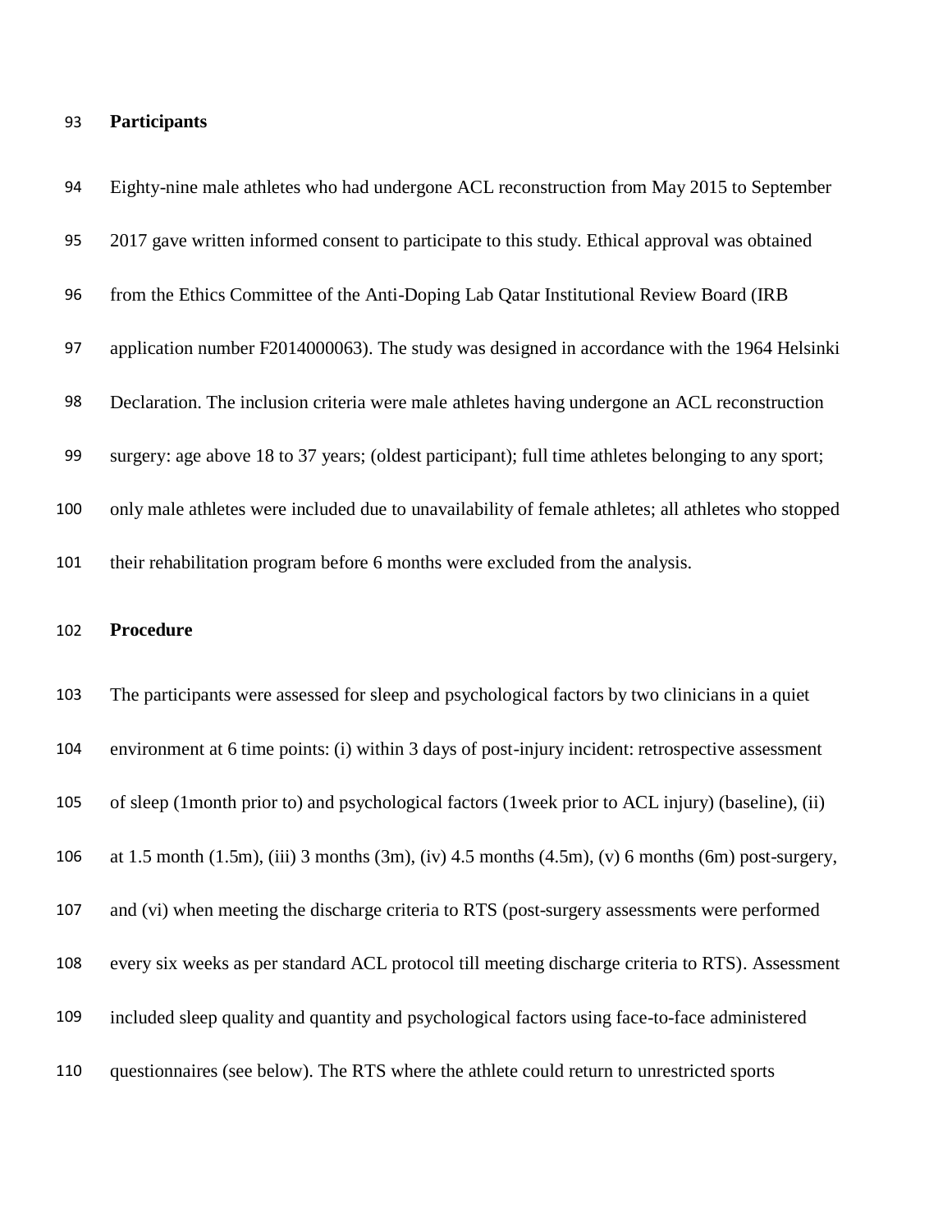## Participants

Eighty-nine male athletes who had undergone ACL reconstruction from May 2015 to September 2017 gave written informed consent to participate to this study. Ethical approval was obtained from the Ethics Committee of the Anti-Doping Lab Qatar Institutional Review Board (IRB application number F2014000063). The study was designed in accordance with the 1964 Helsinki Declaration. The inclusion criteria were male athletes having undergone an ACL reconstruction surgery: age above 18 to 37 years; (oldest participant); full time athletes belonging to any sport; only male athletes were included due to unavailability of female athletes; all athletes who stopped their rehabilitation program before 6 months were excluded from the analysis.

## Procedure

The participants were assessed for sleep and psychological factors by two clinicians in a quiet environment at 6 time points: (i) within 3 days of post-injury incident: retrospective assessment of sleep (1month prior to) and psychological factors (1week prior to ACL injury) (baseline), (ii) at 1.5 month (1.5m), (iii) 3 months (3m), (iv) 4.5 months (4.5m), (v) 6 months (6m) post-surgery, and (vi) when meeting the discharge criteria to RTS (post-surgery assessments were performed every six weeks as per standard ACL protocol till meeting discharge criteria to RTS). Assessment included sleep quality and quantity and psychological factors using face-to-face administered questionnaires (see below). The RTS where the athlete could return to unrestricted sports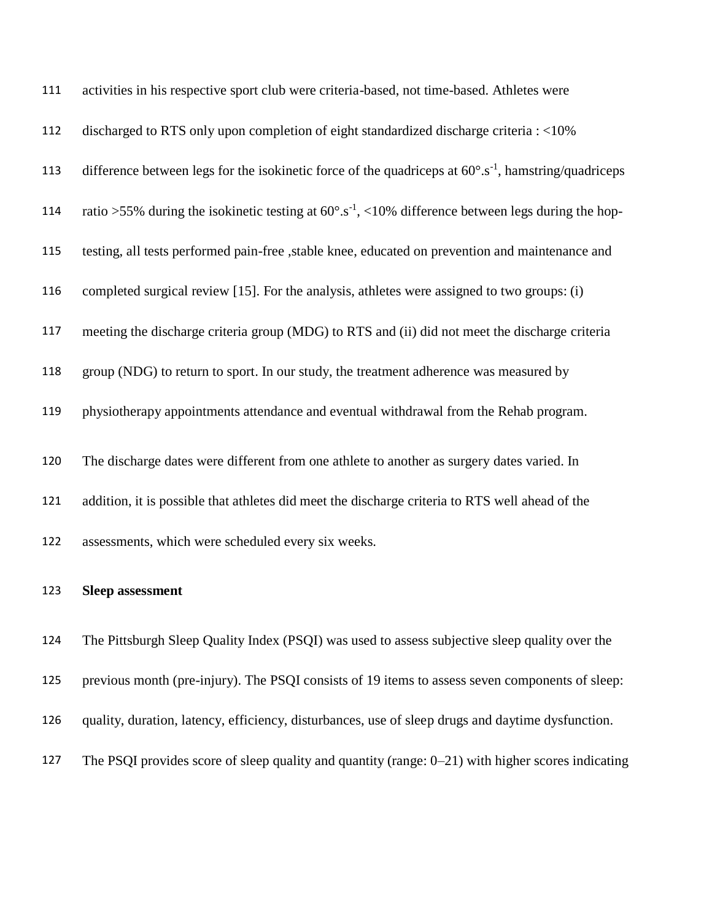activities in his respective sport club were criteria-based, not time-based. Athletes were discharged to RTS only upon completion of eight standardized discharge criteria : <10% difference between legs for the isokinetic force of the quadriceps at $60°.s^{-1}$, hamstring/quadriceps ratio >55% during the isokinetic testing at $60°.s^{-1}$, <10% difference between legs during the hop-testing, all tests performed pain-free ,stable knee, educated on prevention and maintenance and completed surgical review [15]. For the analysis, athletes were assigned to two groups: (i) meeting the discharge criteria group (MDG) to RTS and (ii) did not meet the discharge criteria group (NDG) to return to sport. In our study, the treatment adherence was measured by physiotherapy appointments attendance and eventual withdrawal from the Rehab program.

The discharge dates were different from one athlete to another as surgery dates varied. In addition, it is possible that athletes did meet the discharge criteria to RTS well ahead of the assessments, which were scheduled every six weeks.

**Sleep assessment**

The Pittsburgh Sleep Quality Index (PSQI) was used to assess subjective sleep quality over the previous month (pre-injury). The PSQI consists of 19 items to assess seven components of sleep: quality, duration, latency, efficiency, disturbances, use of sleep drugs and daytime dysfunction. The PSQI provides score of sleep quality and quantity (range: 0–21) with higher scores indicating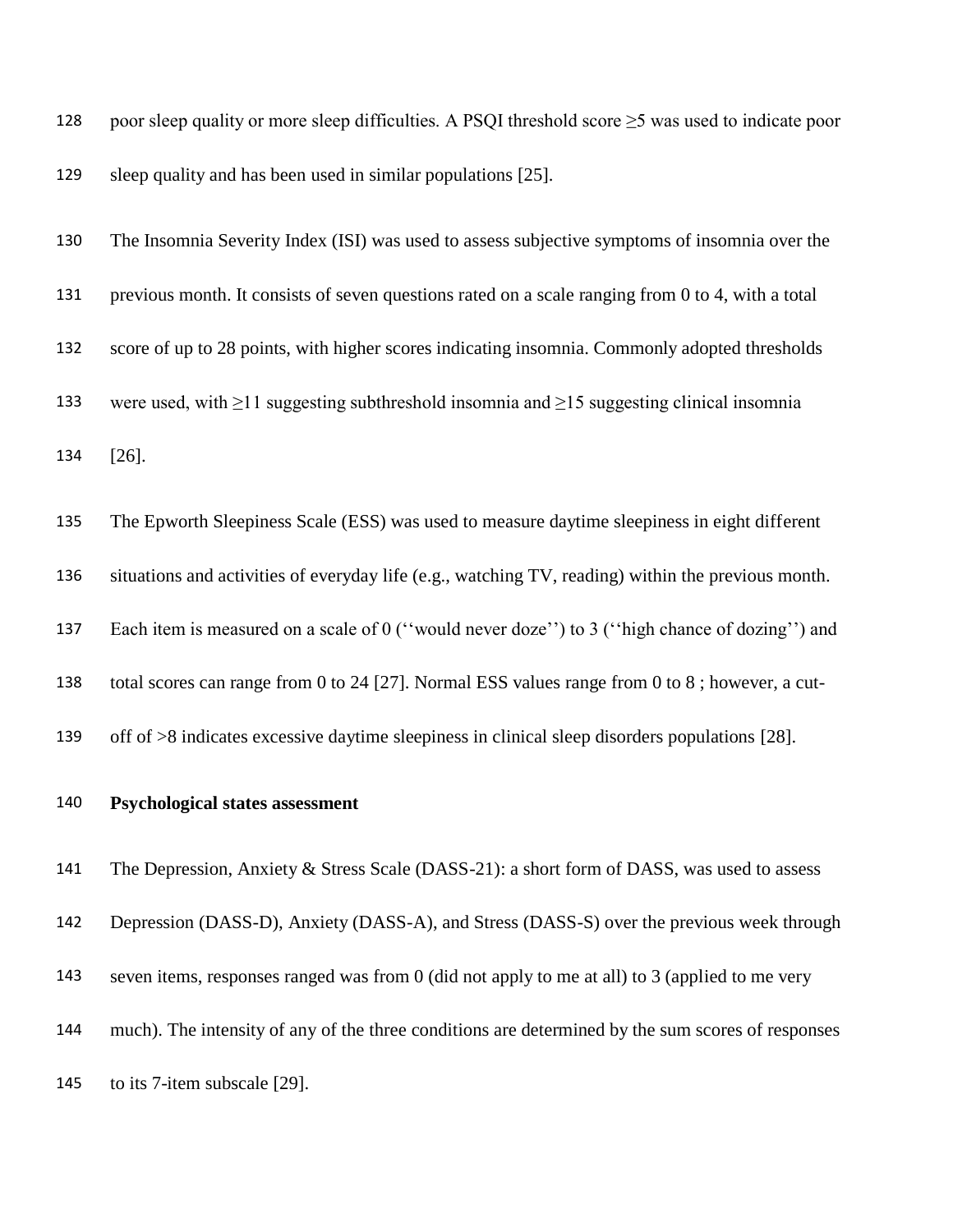poor sleep quality or more sleep difficulties. A PSQI threshold score ≥5 was used to indicate poor sleep quality and has been used in similar populations [25].

The Insomnia Severity Index (ISI) was used to assess subjective symptoms of insomnia over the previous month. It consists of seven questions rated on a scale ranging from 0 to 4, with a total score of up to 28 points, with higher scores indicating insomnia. Commonly adopted thresholds were used, with ≥11 suggesting subthreshold insomnia and ≥15 suggesting clinical insomnia [26].

The Epworth Sleepiness Scale (ESS) was used to measure daytime sleepiness in eight different situations and activities of everyday life (e.g., watching TV, reading) within the previous month. Each item is measured on a scale of 0 (''would never doze'') to 3 (''high chance of dozing'') and total scores can range from 0 to 24 [27]. Normal ESS values range from 0 to 8 ; however, a cut-off of >8 indicates excessive daytime sleepiness in clinical sleep disorders populations [28].

**Psychological states assessment**

The Depression, Anxiety & Stress Scale (DASS-21): a short form of DASS, was used to assess Depression (DASS-D), Anxiety (DASS-A), and Stress (DASS-S) over the previous week through seven items, responses ranged was from 0 (did not apply to me at all) to 3 (applied to me very much). The intensity of any of the three conditions are determined by the sum scores of responses to its 7-item subscale [29].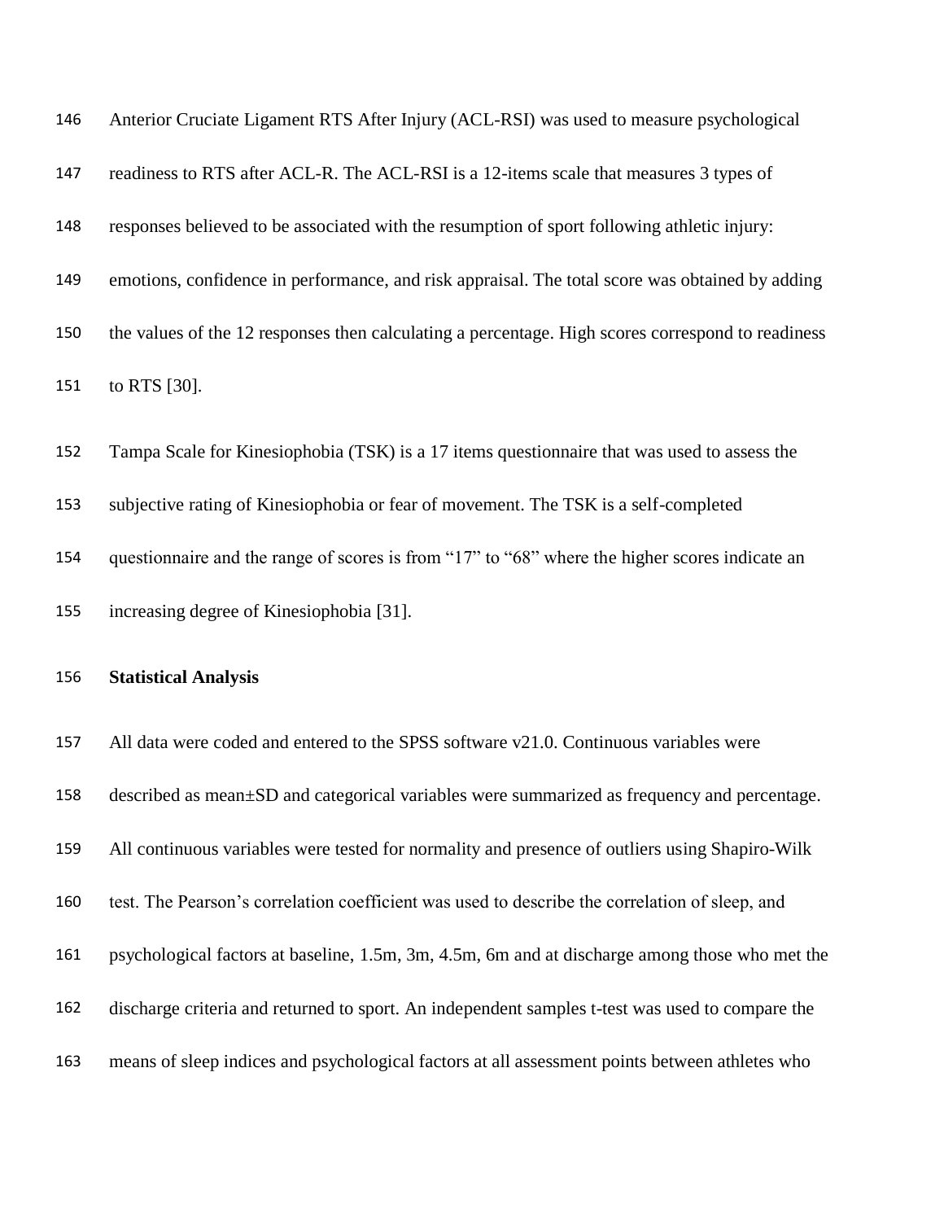Anterior Cruciate Ligament RTS After Injury (ACL-RSI) was used to measure psychological readiness to RTS after ACL-R. The ACL-RSI is a 12-items scale that measures 3 types of responses believed to be associated with the resumption of sport following athletic injury: emotions, confidence in performance, and risk appraisal. The total score was obtained by adding the values of the 12 responses then calculating a percentage. High scores correspond to readiness to RTS [30].

Tampa Scale for Kinesiophobia (TSK) is a 17 items questionnaire that was used to assess the subjective rating of Kinesiophobia or fear of movement. The TSK is a self-completed questionnaire and the range of scores is from “17” to “68” where the higher scores indicate an increasing degree of Kinesiophobia [31].

**Statistical Analysis**

All data were coded and entered to the SPSS software v21.0. Continuous variables were described as mean±SD and categorical variables were summarized as frequency and percentage. All continuous variables were tested for normality and presence of outliers using Shapiro-Wilk test. The Pearson’s correlation coefficient was used to describe the correlation of sleep, and psychological factors at baseline, 1.5m, 3m, 4.5m, 6m and at discharge among those who met the discharge criteria and returned to sport. An independent samples t-test was used to compare the means of sleep indices and psychological factors at all assessment points between athletes who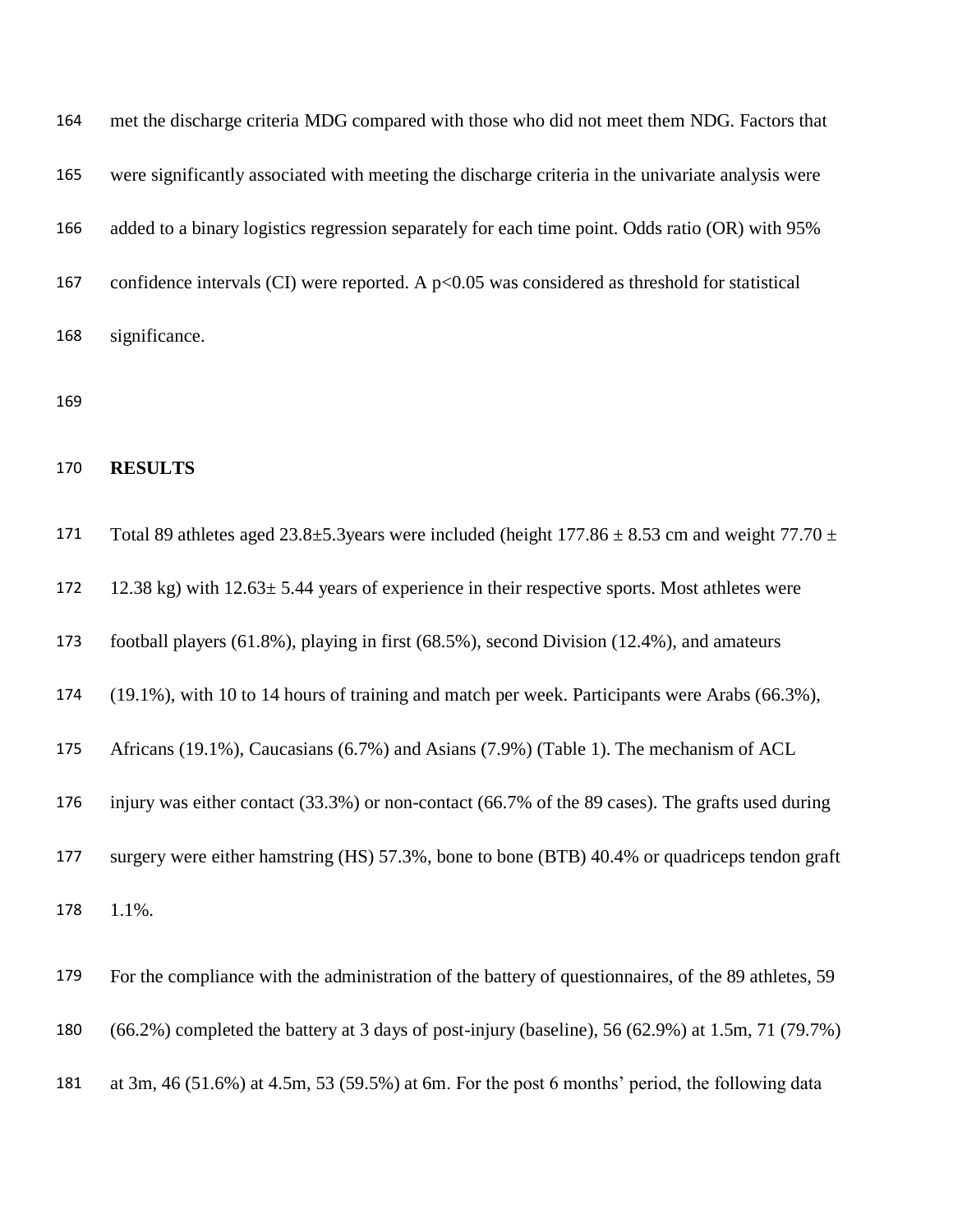met the discharge criteria MDG compared with those who did not meet them NDG. Factors that were significantly associated with meeting the discharge criteria in the univariate analysis were added to a binary logistics regression separately for each time point. Odds ratio (OR) with 95% confidence intervals (CI) were reported. A $p<0.05$ was considered as threshold for statistical significance.

## RESULTS

Total 89 athletes aged 23.8±5.3years were included (height 177.86 ± 8.53 cm and weight 77.70 ± 12.38 kg) with 12.63± 5.44 years of experience in their respective sports. Most athletes were football players (61.8%), playing in first (68.5%), second Division (12.4%), and amateurs (19.1%), with 10 to 14 hours of training and match per week. Participants were Arabs (66.3%), Africans (19.1%), Caucasians (6.7%) and Asians (7.9%) (Table 1). The mechanism of ACL injury was either contact (33.3%) or non-contact (66.7% of the 89 cases). The grafts used during surgery were either hamstring (HS) 57.3%, bone to bone (BTB) 40.4% or quadriceps tendon graft 1.1%.

For the compliance with the administration of the battery of questionnaires, of the 89 athletes, 59 (66.2%) completed the battery at 3 days of post-injury (baseline), 56 (62.9%) at 1.5m, 71 (79.7%) at 3m, 46 (51.6%) at 4.5m, 53 (59.5%) at 6m. For the post 6 months' period, the following data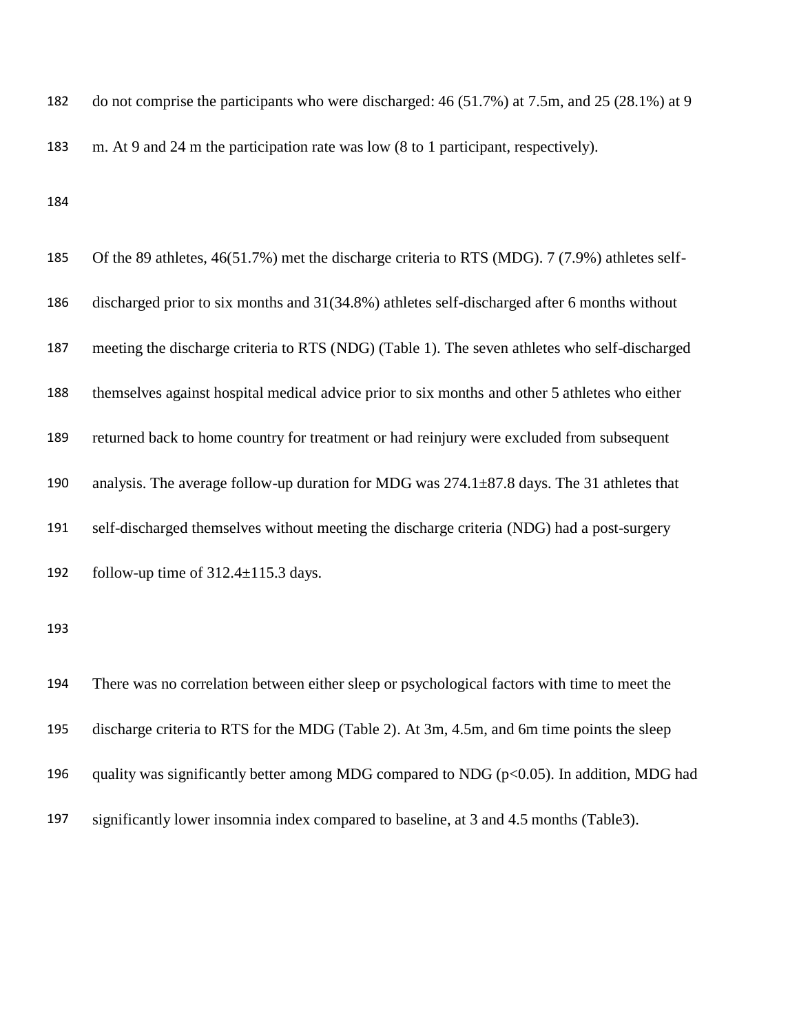do not comprise the participants who were discharged: 46 (51.7%) at 7.5m, and 25 (28.1%) at 9 m. At 9 and 24 m the participation rate was low (8 to 1 participant, respectively).

Of the 89 athletes, 46(51.7%) met the discharge criteria to RTS (MDG). 7 (7.9%) athletes self-discharged prior to six months and 31(34.8%) athletes self-discharged after 6 months without meeting the discharge criteria to RTS (NDG) (Table 1). The seven athletes who self-discharged themselves against hospital medical advice prior to six months and other 5 athletes who either returned back to home country for treatment or had reinjury were excluded from subsequent analysis. The average follow-up duration for MDG was 274.1±87.8 days. The 31 athletes that self-discharged themselves without meeting the discharge criteria (NDG) had a post-surgery follow-up time of 312.4±115.3 days.

There was no correlation between either sleep or psychological factors with time to meet the discharge criteria to RTS for the MDG (Table 2). At 3m, 4.5m, and 6m time points the sleep quality was significantly better among MDG compared to NDG ($p<0.05$). In addition, MDG had significantly lower insomnia index compared to baseline, at 3 and 4.5 months (Table3).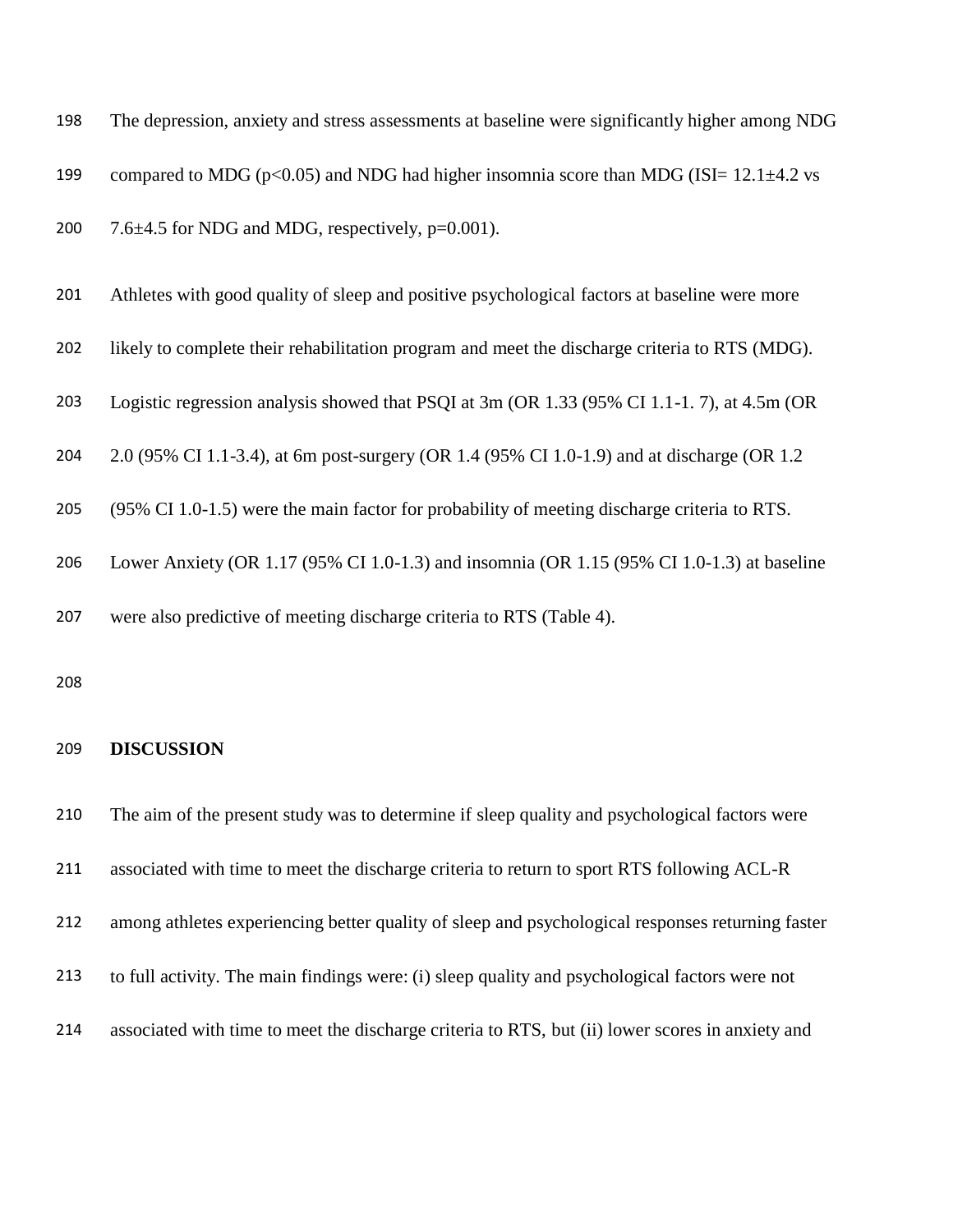The depression, anxiety and stress assessments at baseline were significantly higher among NDG compared to MDG ($p<0.05$) and NDG had higher insomnia score than MDG (ISI= 12.1±4.2 vs 7.6±4.5 for NDG and MDG, respectively, $p=0.001$).

Athletes with good quality of sleep and positive psychological factors at baseline were more likely to complete their rehabilitation program and meet the discharge criteria to RTS (MDG). Logistic regression analysis showed that PSQI at 3m (OR 1.33 (95% CI 1.1-1. 7), at 4.5m (OR 2.0 (95% CI 1.1-3.4), at 6m post-surgery (OR 1.4 (95% CI 1.0-1.9) and at discharge (OR 1.2 (95% CI 1.0-1.5) were the main factor for probability of meeting discharge criteria to RTS. Lower Anxiety (OR 1.17 (95% CI 1.0-1.3) and insomnia (OR 1.15 (95% CI 1.0-1.3) at baseline were also predictive of meeting discharge criteria to RTS (Table 4).

## DISCUSSION

The aim of the present study was to determine if sleep quality and psychological factors were associated with time to meet the discharge criteria to return to sport RTS following ACL-R among athletes experiencing better quality of sleep and psychological responses returning faster to full activity. The main findings were: (i) sleep quality and psychological factors were not associated with time to meet the discharge criteria to RTS, but (ii) lower scores in anxiety and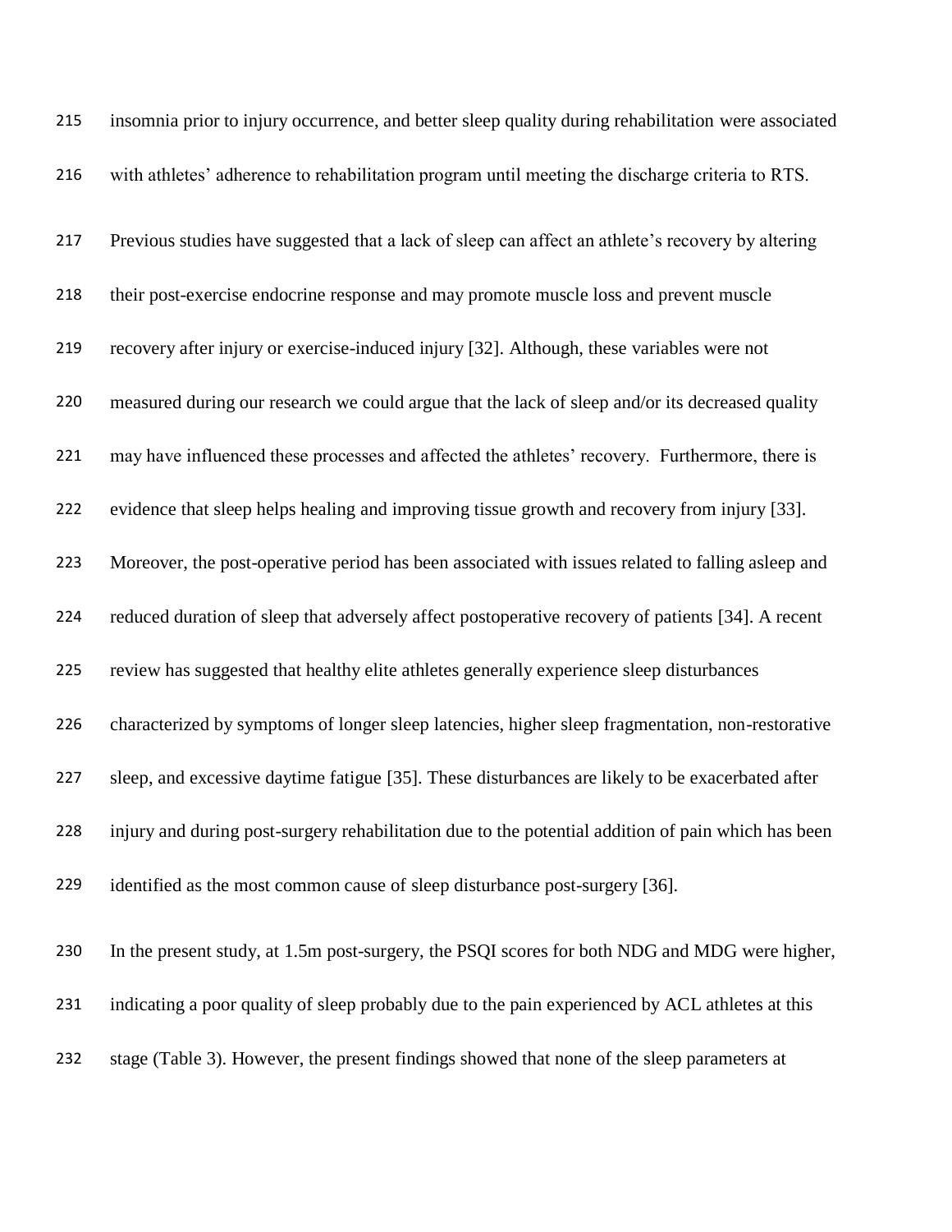insomnia prior to injury occurrence, and better sleep quality during rehabilitation were associated with athletes' adherence to rehabilitation program until meeting the discharge criteria to RTS.

Previous studies have suggested that a lack of sleep can affect an athlete's recovery by altering their post-exercise endocrine response and may promote muscle loss and prevent muscle recovery after injury or exercise-induced injury [32]. Although, these variables were not measured during our research we could argue that the lack of sleep and/or its decreased quality may have influenced these processes and affected the athletes' recovery. Furthermore, there is evidence that sleep helps healing and improving tissue growth and recovery from injury [33]. Moreover, the post-operative period has been associated with issues related to falling asleep and reduced duration of sleep that adversely affect postoperative recovery of patients [34]. A recent review has suggested that healthy elite athletes generally experience sleep disturbances characterized by symptoms of longer sleep latencies, higher sleep fragmentation, non-restorative sleep, and excessive daytime fatigue [35]. These disturbances are likely to be exacerbated after injury and during post-surgery rehabilitation due to the potential addition of pain which has been identified as the most common cause of sleep disturbance post-surgery [36].

In the present study, at 1.5m post-surgery, the PSQI scores for both NDG and MDG were higher, indicating a poor quality of sleep probably due to the pain experienced by ACL athletes at this stage (Table 3). However, the present findings showed that none of the sleep parameters at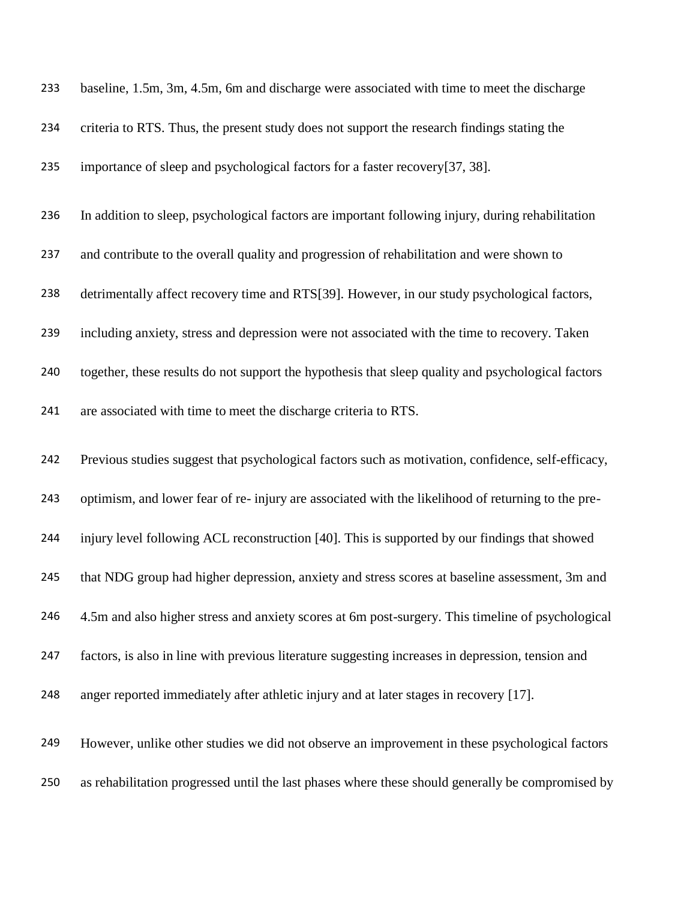baseline, 1.5m, 3m, 4.5m, 6m and discharge were associated with time to meet the discharge criteria to RTS. Thus, the present study does not support the research findings stating the importance of sleep and psychological factors for a faster recovery[37, 38].

In addition to sleep, psychological factors are important following injury, during rehabilitation and contribute to the overall quality and progression of rehabilitation and were shown to detrimentally affect recovery time and RTS[39]. However, in our study psychological factors, including anxiety, stress and depression were not associated with the time to recovery. Taken together, these results do not support the hypothesis that sleep quality and psychological factors are associated with time to meet the discharge criteria to RTS.

Previous studies suggest that psychological factors such as motivation, confidence, self-efficacy, optimism, and lower fear of re- injury are associated with the likelihood of returning to the pre-injury level following ACL reconstruction [40]. This is supported by our findings that showed that NDG group had higher depression, anxiety and stress scores at baseline assessment, 3m and 4.5m and also higher stress and anxiety scores at 6m post-surgery. This timeline of psychological factors, is also in line with previous literature suggesting increases in depression, tension and anger reported immediately after athletic injury and at later stages in recovery [17].

However, unlike other studies we did not observe an improvement in these psychological factors as rehabilitation progressed until the last phases where these should generally be compromised by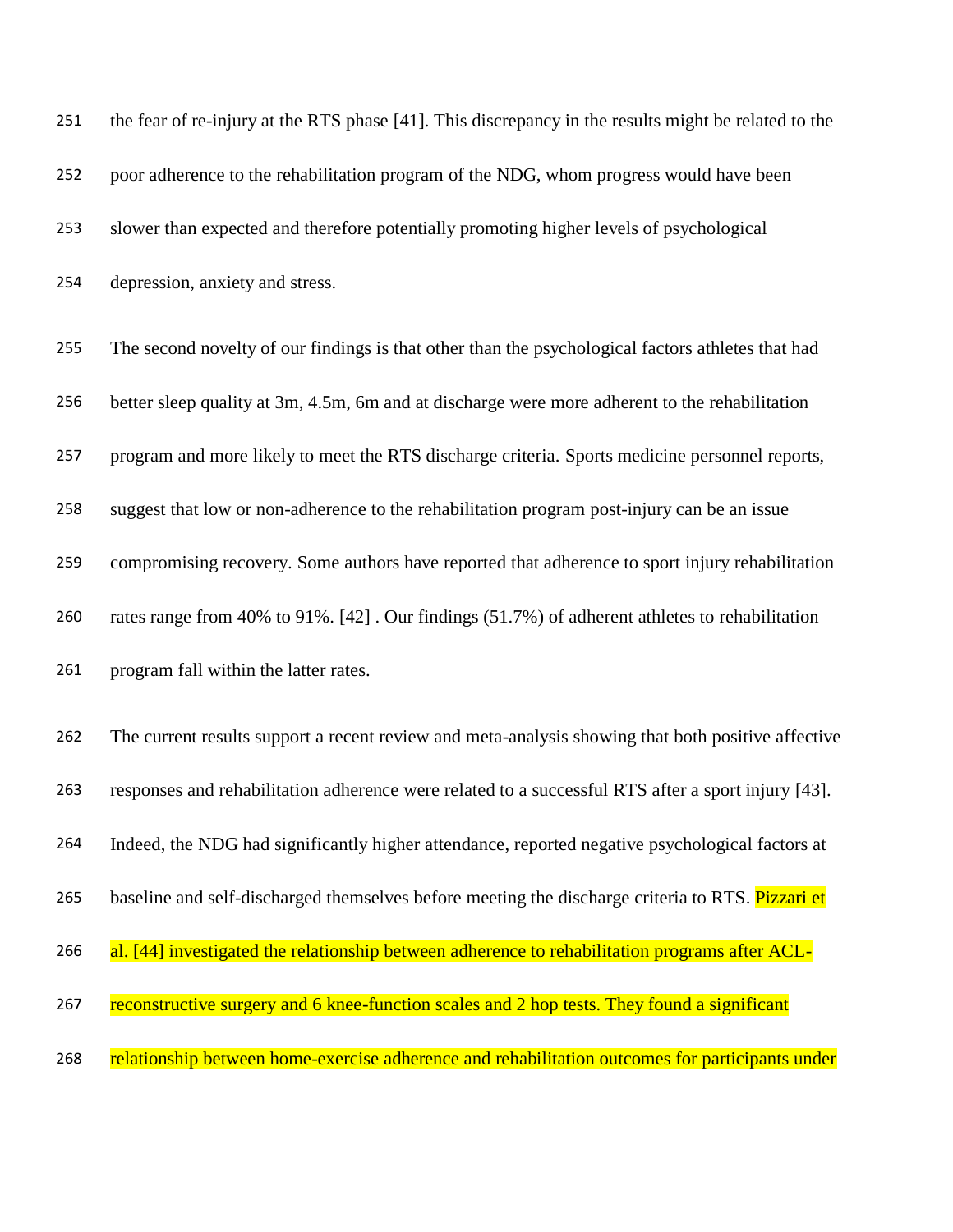the fear of re-injury at the RTS phase [41]. This discrepancy in the results might be related to the poor adherence to the rehabilitation program of the NDG, whom progress would have been slower than expected and therefore potentially promoting higher levels of psychological depression, anxiety and stress.

The second novelty of our findings is that other than the psychological factors athletes that had better sleep quality at 3m, 4.5m, 6m and at discharge were more adherent to the rehabilitation program and more likely to meet the RTS discharge criteria. Sports medicine personnel reports, suggest that low or non-adherence to the rehabilitation program post-injury can be an issue compromising recovery. Some authors have reported that adherence to sport injury rehabilitation rates range from 40% to 91%. [42] . Our findings (51.7%) of adherent athletes to rehabilitation program fall within the latter rates.

The current results support a recent review and meta-analysis showing that both positive affective responses and rehabilitation adherence were related to a successful RTS after a sport injury [43]. Indeed, the NDG had significantly higher attendance, reported negative psychological factors at baseline and self-discharged themselves before meeting the discharge criteria to RTS. Pizzari et al. [44] investigated the relationship between adherence to rehabilitation programs after ACL-reconstructive surgery and 6 knee-function scales and 2 hop tests. They found a significant relationship between home-exercise adherence and rehabilitation outcomes for participants under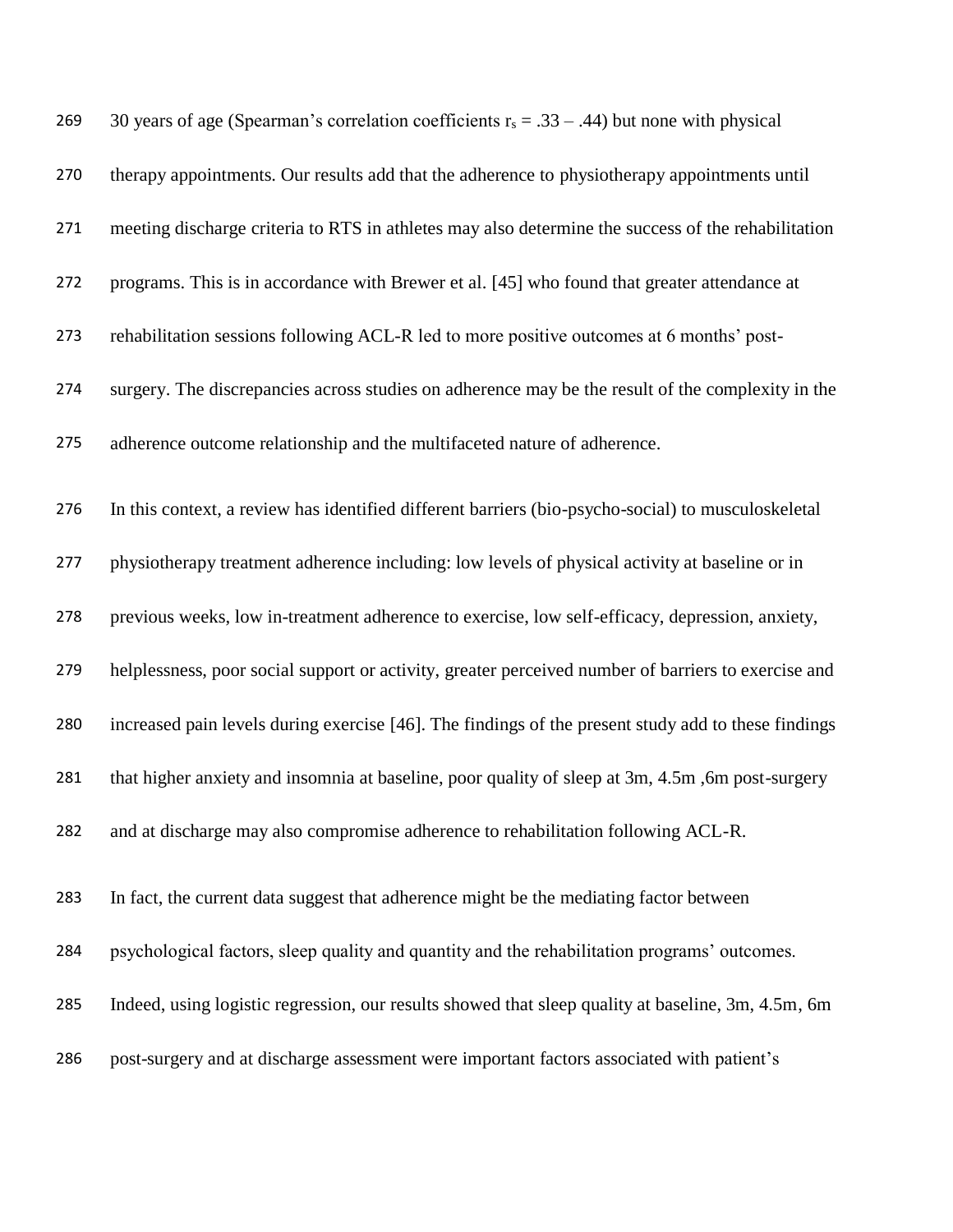30 years of age (Spearman's correlation coefficients $r_s = .33 – .44$) but none with physical therapy appointments. Our results add that the adherence to physiotherapy appointments until meeting discharge criteria to RTS in athletes may also determine the success of the rehabilitation programs. This is in accordance with Brewer et al. [45] who found that greater attendance at rehabilitation sessions following ACL-R led to more positive outcomes at 6 months' post-surgery. The discrepancies across studies on adherence may be the result of the complexity in the adherence outcome relationship and the multifaceted nature of adherence.

In this context, a review has identified different barriers (bio-psycho-social) to musculoskeletal physiotherapy treatment adherence including: low levels of physical activity at baseline or in previous weeks, low in-treatment adherence to exercise, low self-efficacy, depression, anxiety, helplessness, poor social support or activity, greater perceived number of barriers to exercise and increased pain levels during exercise [46]. The findings of the present study add to these findings that higher anxiety and insomnia at baseline, poor quality of sleep at 3m, 4.5m ,6m post-surgery and at discharge may also compromise adherence to rehabilitation following ACL-R.

In fact, the current data suggest that adherence might be the mediating factor between psychological factors, sleep quality and quantity and the rehabilitation programs' outcomes. Indeed, using logistic regression, our results showed that sleep quality at baseline, 3m, 4.5m, 6m post-surgery and at discharge assessment were important factors associated with patient's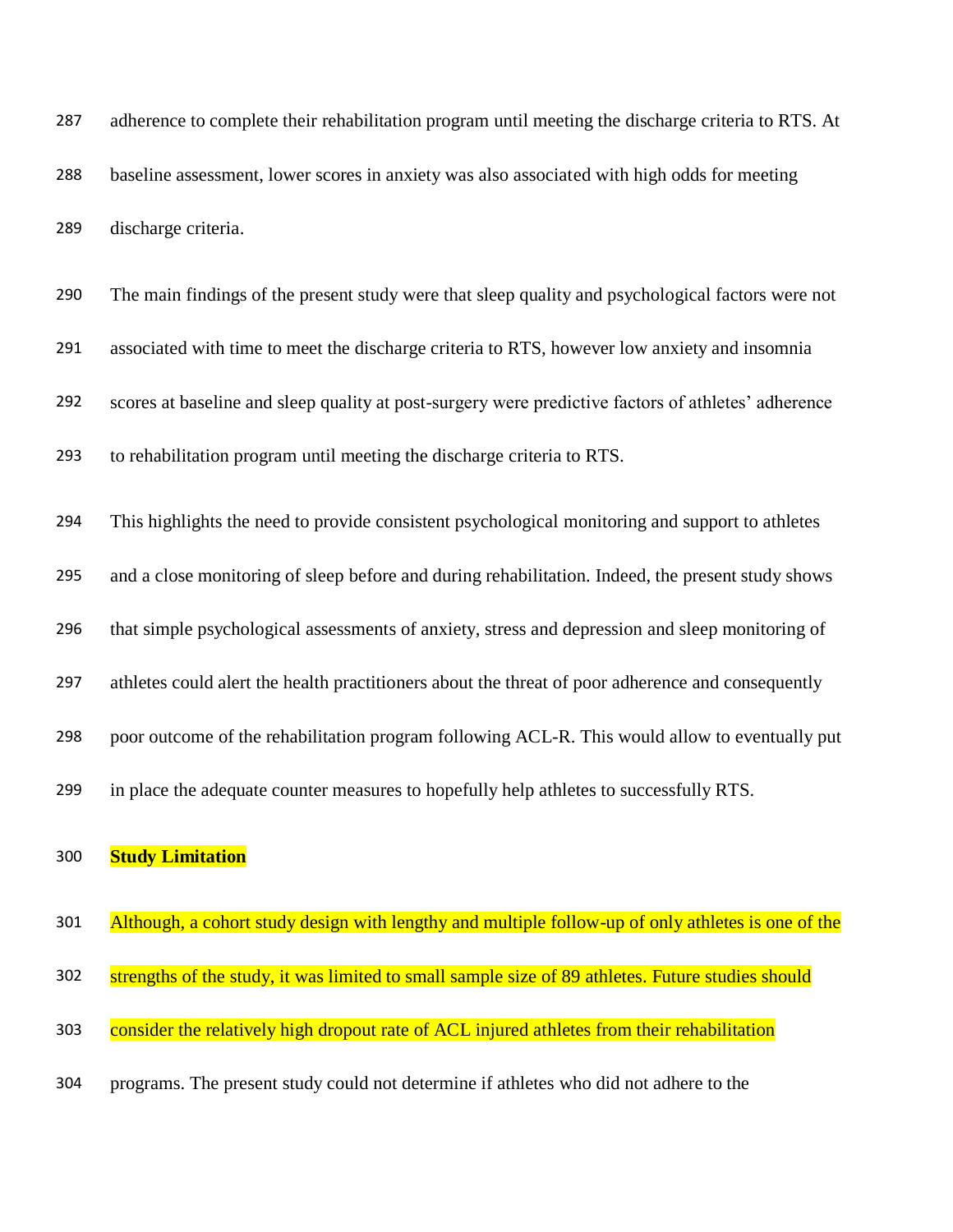adherence to complete their rehabilitation program until meeting the discharge criteria to RTS. At baseline assessment, lower scores in anxiety was also associated with high odds for meeting discharge criteria.

The main findings of the present study were that sleep quality and psychological factors were not associated with time to meet the discharge criteria to RTS, however low anxiety and insomnia scores at baseline and sleep quality at post-surgery were predictive factors of athletes' adherence to rehabilitation program until meeting the discharge criteria to RTS.

This highlights the need to provide consistent psychological monitoring and support to athletes and a close monitoring of sleep before and during rehabilitation. Indeed, the present study shows that simple psychological assessments of anxiety, stress and depression and sleep monitoring of athletes could alert the health practitioners about the threat of poor adherence and consequently poor outcome of the rehabilitation program following ACL-R. This would allow to eventually put in place the adequate counter measures to hopefully help athletes to successfully RTS.

## Study Limitation

Although, a cohort study design with lengthy and multiple follow-up of only athletes is one of the strengths of the study, it was limited to small sample size of 89 athletes. Future studies should consider the relatively high dropout rate of ACL injured athletes from their rehabilitation programs. The present study could not determine if athletes who did not adhere to the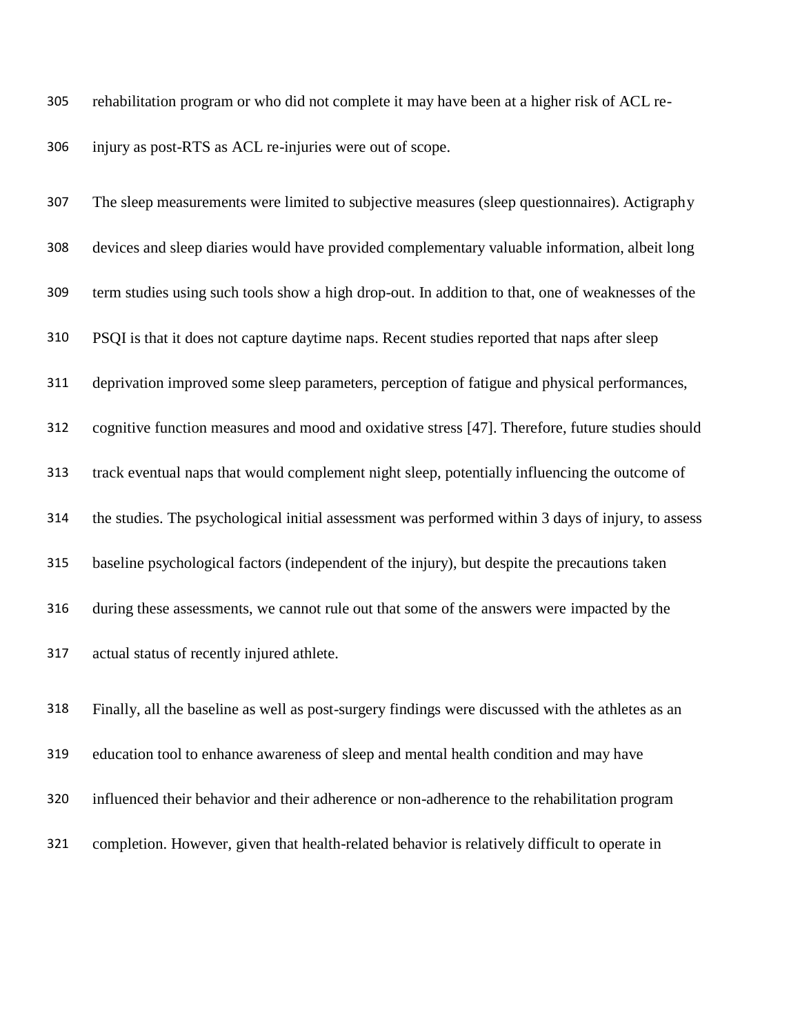rehabilitation program or who did not complete it may have been at a higher risk of ACL re-injury as post-RTS as ACL re-injuries were out of scope.

The sleep measurements were limited to subjective measures (sleep questionnaires). Actigraphy devices and sleep diaries would have provided complementary valuable information, albeit long term studies using such tools show a high drop-out. In addition to that, one of weaknesses of the PSQI is that it does not capture daytime naps. Recent studies reported that naps after sleep deprivation improved some sleep parameters, perception of fatigue and physical performances, cognitive function measures and mood and oxidative stress [47]. Therefore, future studies should track eventual naps that would complement night sleep, potentially influencing the outcome of the studies. The psychological initial assessment was performed within 3 days of injury, to assess baseline psychological factors (independent of the injury), but despite the precautions taken during these assessments, we cannot rule out that some of the answers were impacted by the actual status of recently injured athlete.

Finally, all the baseline as well as post-surgery findings were discussed with the athletes as an education tool to enhance awareness of sleep and mental health condition and may have influenced their behavior and their adherence or non-adherence to the rehabilitation program completion. However, given that health-related behavior is relatively difficult to operate in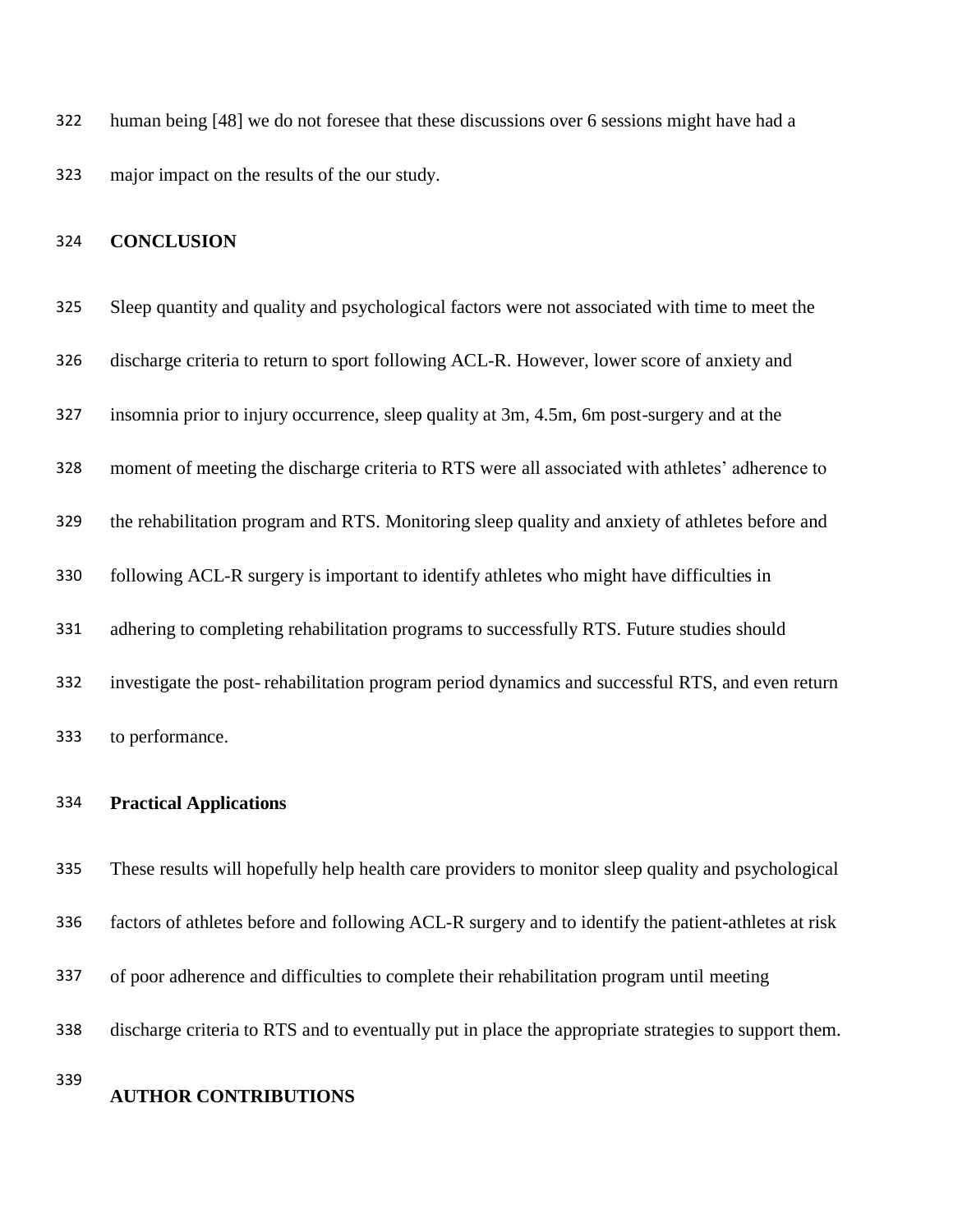human being [48] we do not foresee that these discussions over 6 sessions might have had a major impact on the results of the our study.

## CONCLUSION

Sleep quantity and quality and psychological factors were not associated with time to meet the discharge criteria to return to sport following ACL-R. However, lower score of anxiety and insomnia prior to injury occurrence, sleep quality at 3m, 4.5m, 6m post-surgery and at the moment of meeting the discharge criteria to RTS were all associated with athletes' adherence to the rehabilitation program and RTS. Monitoring sleep quality and anxiety of athletes before and following ACL-R surgery is important to identify athletes who might have difficulties in adhering to completing rehabilitation programs to successfully RTS. Future studies should investigate the post- rehabilitation program period dynamics and successful RTS, and even return to performance.

### Practical Applications

These results will hopefully help health care providers to monitor sleep quality and psychological factors of athletes before and following ACL-R surgery and to identify the patient-athletes at risk of poor adherence and difficulties to complete their rehabilitation program until meeting discharge criteria to RTS and to eventually put in place the appropriate strategies to support them.

## AUTHOR CONTRIBUTIONS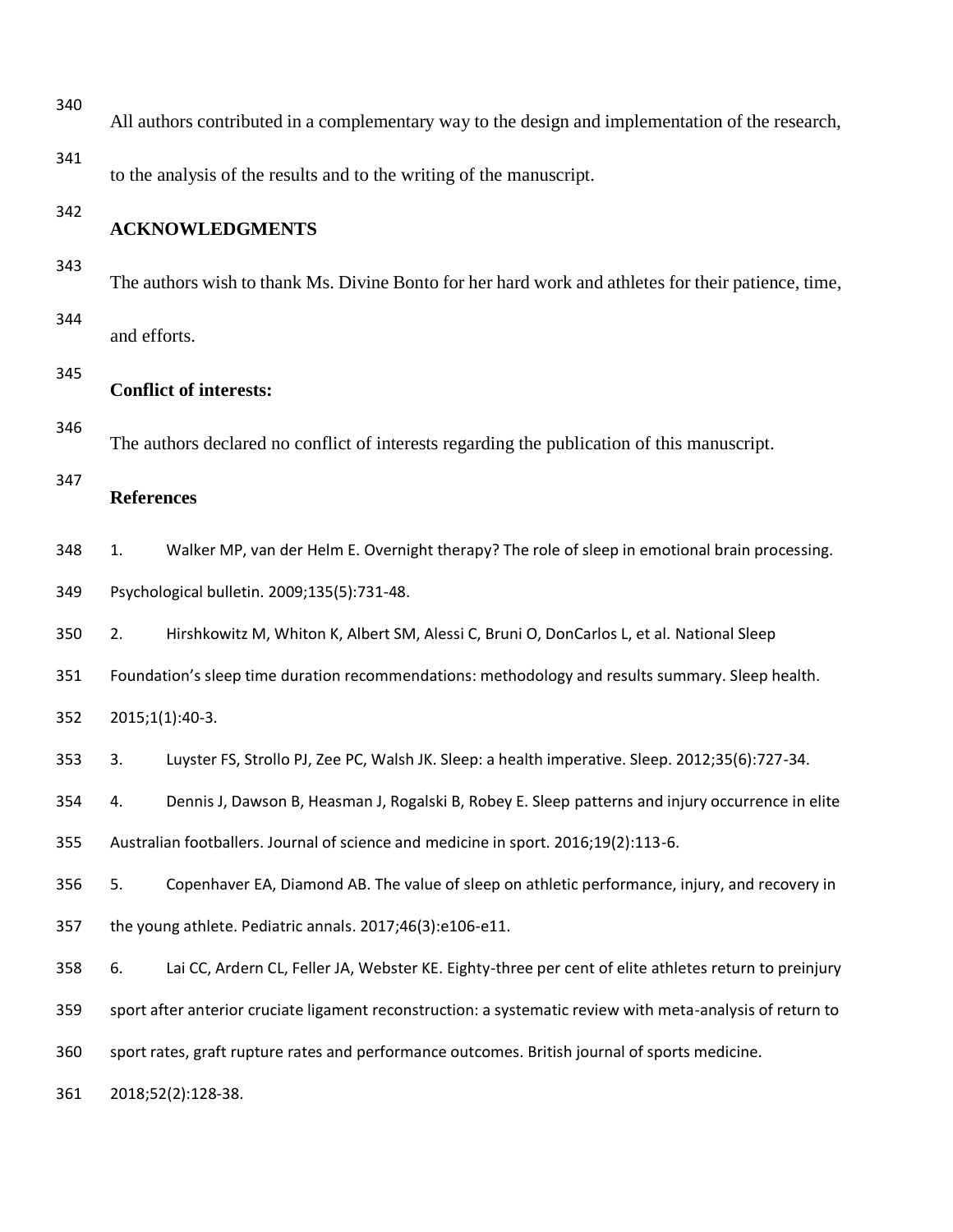All authors contributed in a complementary way to the design and implementation of the research, to the analysis of the results and to the writing of the manuscript.

## ACKNOWLEDGMENTS

The authors wish to thank Ms. Divine Bonto for her hard work and athletes for their patience, time, and efforts.

## Conflict of interests:

The authors declared no conflict of interests regarding the publication of this manuscript.

## References

1. Walker MP, van der Helm E. Overnight therapy? The role of sleep in emotional brain processing. Psychological bulletin. 2009;135(5):731-48.
2. Hirshkowitz M, Whiton K, Albert SM, Alessi C, Bruni O, DonCarlos L, et al. National Sleep Foundation's sleep time duration recommendations: methodology and results summary. Sleep health. 2015;1(1):40-3.
3. Luyster FS, Strollo PJ, Zee PC, Walsh JK. Sleep: a health imperative. Sleep. 2012;35(6):727-34.
4. Dennis J, Dawson B, Heasman J, Rogalski B, Robey E. Sleep patterns and injury occurrence in elite Australian footballers. Journal of science and medicine in sport. 2016;19(2):113-6.
5. Copenhaver EA, Diamond AB. The value of sleep on athletic performance, injury, and recovery in the young athlete. Pediatric annals. 2017;46(3):e106-e11.
6. Lai CC, Ardern CL, Feller JA, Webster KE. Eighty-three per cent of elite athletes return to preinjury sport after anterior cruciate ligament reconstruction: a systematic review with meta-analysis of return to sport rates, graft rupture rates and performance outcomes. British journal of sports medicine. 2018;52(2):128-38.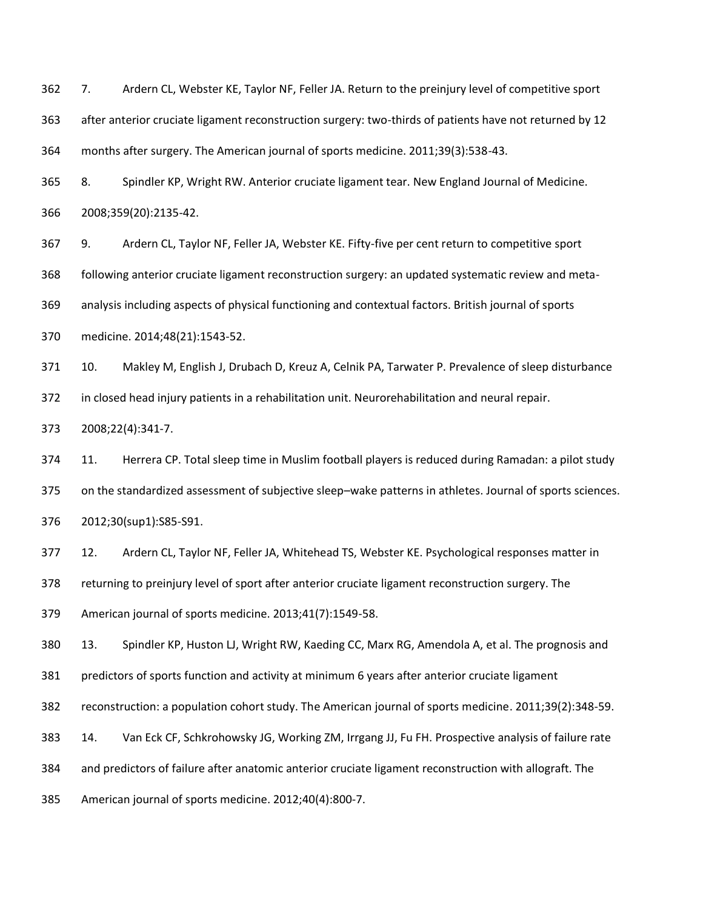7. Ardern CL, Webster KE, Taylor NF, Feller JA. Return to the preinjury level of competitive sport after anterior cruciate ligament reconstruction surgery: two-thirds of patients have not returned by 12 months after surgery. The American journal of sports medicine. 2011;39(3):538-43.

8. Spindler KP, Wright RW. Anterior cruciate ligament tear. New England Journal of Medicine. 2008;359(20):2135-42.

9. Ardern CL, Taylor NF, Feller JA, Webster KE. Fifty-five per cent return to competitive sport following anterior cruciate ligament reconstruction surgery: an updated systematic review and meta-analysis including aspects of physical functioning and contextual factors. British journal of sports medicine. 2014;48(21):1543-52.

10. Makley M, English J, Drubach D, Kreuz A, Celnik PA, Tarwater P. Prevalence of sleep disturbance in closed head injury patients in a rehabilitation unit. Neurorehabilitation and neural repair. 2008;22(4):341-7.

11. Herrera CP. Total sleep time in Muslim football players is reduced during Ramadan: a pilot study on the standardized assessment of subjective sleep–wake patterns in athletes. Journal of sports sciences. 2012;30(sup1):S85-S91.

12. Ardern CL, Taylor NF, Feller JA, Whitehead TS, Webster KE. Psychological responses matter in returning to preinjury level of sport after anterior cruciate ligament reconstruction surgery. The American journal of sports medicine. 2013;41(7):1549-58.

13. Spindler KP, Huston LJ, Wright RW, Kaeding CC, Marx RG, Amendola A, et al. The prognosis and predictors of sports function and activity at minimum 6 years after anterior cruciate ligament reconstruction: a population cohort study. The American journal of sports medicine. 2011;39(2):348-59.

14. Van Eck CF, Schkrohowsky JG, Working ZM, Irrgang JJ, Fu FH. Prospective analysis of failure rate and predictors of failure after anatomic anterior cruciate ligament reconstruction with allograft. The American journal of sports medicine. 2012;40(4):800-7.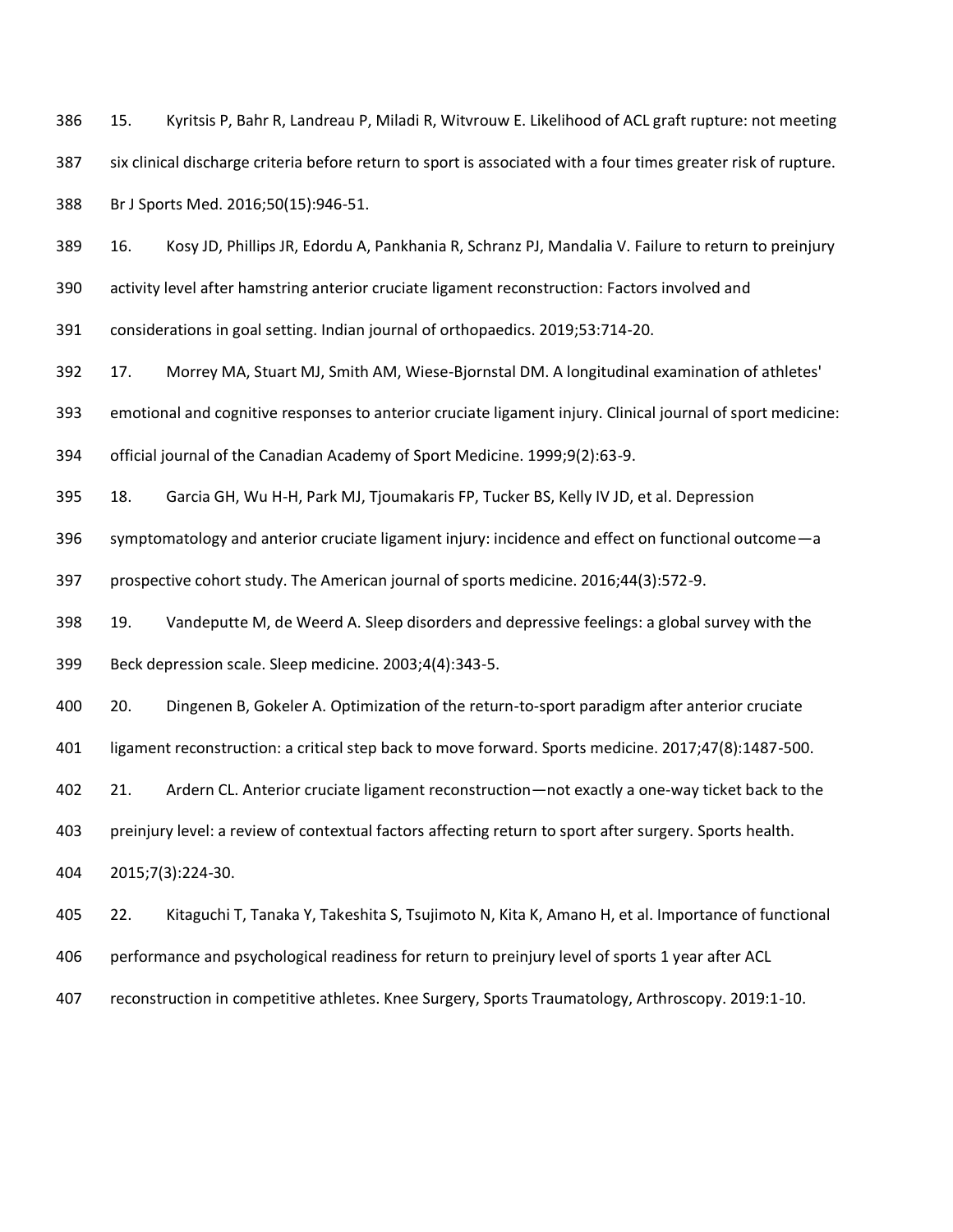15. Kyritsis P, Bahr R, Landreau P, Miladi R, Witvrouw E. Likelihood of ACL graft rupture: not meeting six clinical discharge criteria before return to sport is associated with a four times greater risk of rupture. Br J Sports Med. 2016;50(15):946-51.

16. Kosy JD, Phillips JR, Edordu A, Pankhania R, Schranz PJ, Mandalia V. Failure to return to preinjury activity level after hamstring anterior cruciate ligament reconstruction: Factors involved and considerations in goal setting. Indian journal of orthopaedics. 2019;53:714-20.

17. Morrey MA, Stuart MJ, Smith AM, Wiese-Bjornstal DM. A longitudinal examination of athletes' emotional and cognitive responses to anterior cruciate ligament injury. Clinical journal of sport medicine: official journal of the Canadian Academy of Sport Medicine. 1999;9(2):63-9.

18. Garcia GH, Wu H-H, Park MJ, Tjoumakaris FP, Tucker BS, Kelly IV JD, et al. Depression symptomatology and anterior cruciate ligament injury: incidence and effect on functional outcome—a prospective cohort study. The American journal of sports medicine. 2016;44(3):572-9.

19. Vandeputte M, de Weerd A. Sleep disorders and depressive feelings: a global survey with the Beck depression scale. Sleep medicine. 2003;4(4):343-5.

20. Dingenen B, Gokeler A. Optimization of the return-to-sport paradigm after anterior cruciate ligament reconstruction: a critical step back to move forward. Sports medicine. 2017;47(8):1487-500.

21. Ardern CL. Anterior cruciate ligament reconstruction—not exactly a one-way ticket back to the preinjury level: a review of contextual factors affecting return to sport after surgery. Sports health. 2015;7(3):224-30.

22. Kitaguchi T, Tanaka Y, Takeshita S, Tsujimoto N, Kita K, Amano H, et al. Importance of functional performance and psychological readiness for return to preinjury level of sports 1 year after ACL reconstruction in competitive athletes. Knee Surgery, Sports Traumatology, Arthroscopy. 2019:1-10.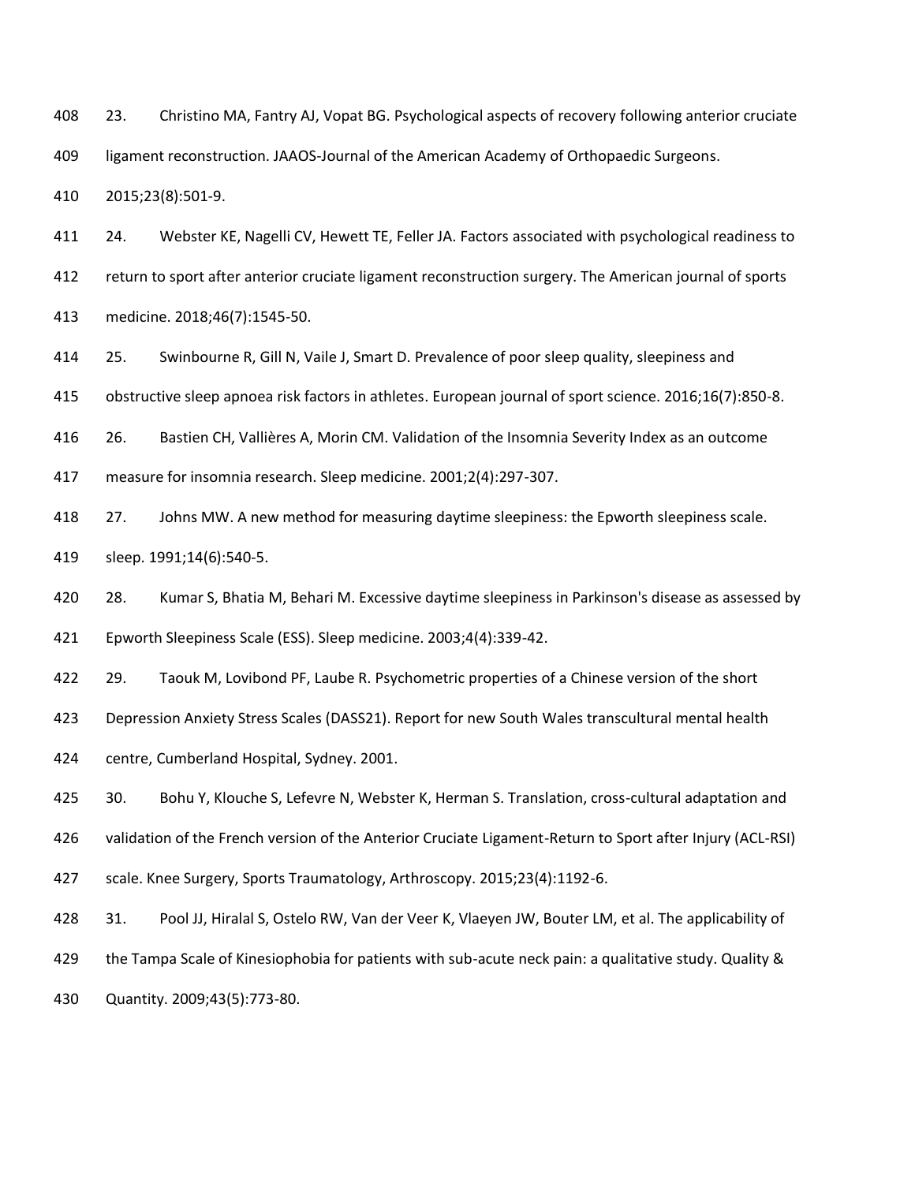23. Christino MA, Fantry AJ, Vopat BG. Psychological aspects of recovery following anterior cruciate ligament reconstruction. JAAOS-Journal of the American Academy of Orthopaedic Surgeons. 2015;23(8):501-9.

24. Webster KE, Nagelli CV, Hewett TE, Feller JA. Factors associated with psychological readiness to return to sport after anterior cruciate ligament reconstruction surgery. The American journal of sports medicine. 2018;46(7):1545-50.

25. Swinbourne R, Gill N, Vaile J, Smart D. Prevalence of poor sleep quality, sleepiness and obstructive sleep apnoea risk factors in athletes. European journal of sport science. 2016;16(7):850-8.

26. Bastien CH, Vallières A, Morin CM. Validation of the Insomnia Severity Index as an outcome measure for insomnia research. Sleep medicine. 2001;2(4):297-307.

27. Johns MW. A new method for measuring daytime sleepiness: the Epworth sleepiness scale. sleep. 1991;14(6):540-5.

28. Kumar S, Bhatia M, Behari M. Excessive daytime sleepiness in Parkinson's disease as assessed by Epworth Sleepiness Scale (ESS). Sleep medicine. 2003;4(4):339-42.

29. Taouk M, Lovibond PF, Laube R. Psychometric properties of a Chinese version of the short Depression Anxiety Stress Scales (DASS21). Report for new South Wales transcultural mental health centre, Cumberland Hospital, Sydney. 2001.

30. Bohu Y, Klouche S, Lefevre N, Webster K, Herman S. Translation, cross-cultural adaptation and validation of the French version of the Anterior Cruciate Ligament-Return to Sport after Injury (ACL-RSI) scale. Knee Surgery, Sports Traumatology, Arthroscopy. 2015;23(4):1192-6.

31. Pool JJ, Hiralal S, Ostelo RW, Van der Veer K, Vlaeyen JW, Bouter LM, et al. The applicability of the Tampa Scale of Kinesiophobia for patients with sub-acute neck pain: a qualitative study. Quality & Quantity. 2009;43(5):773-80.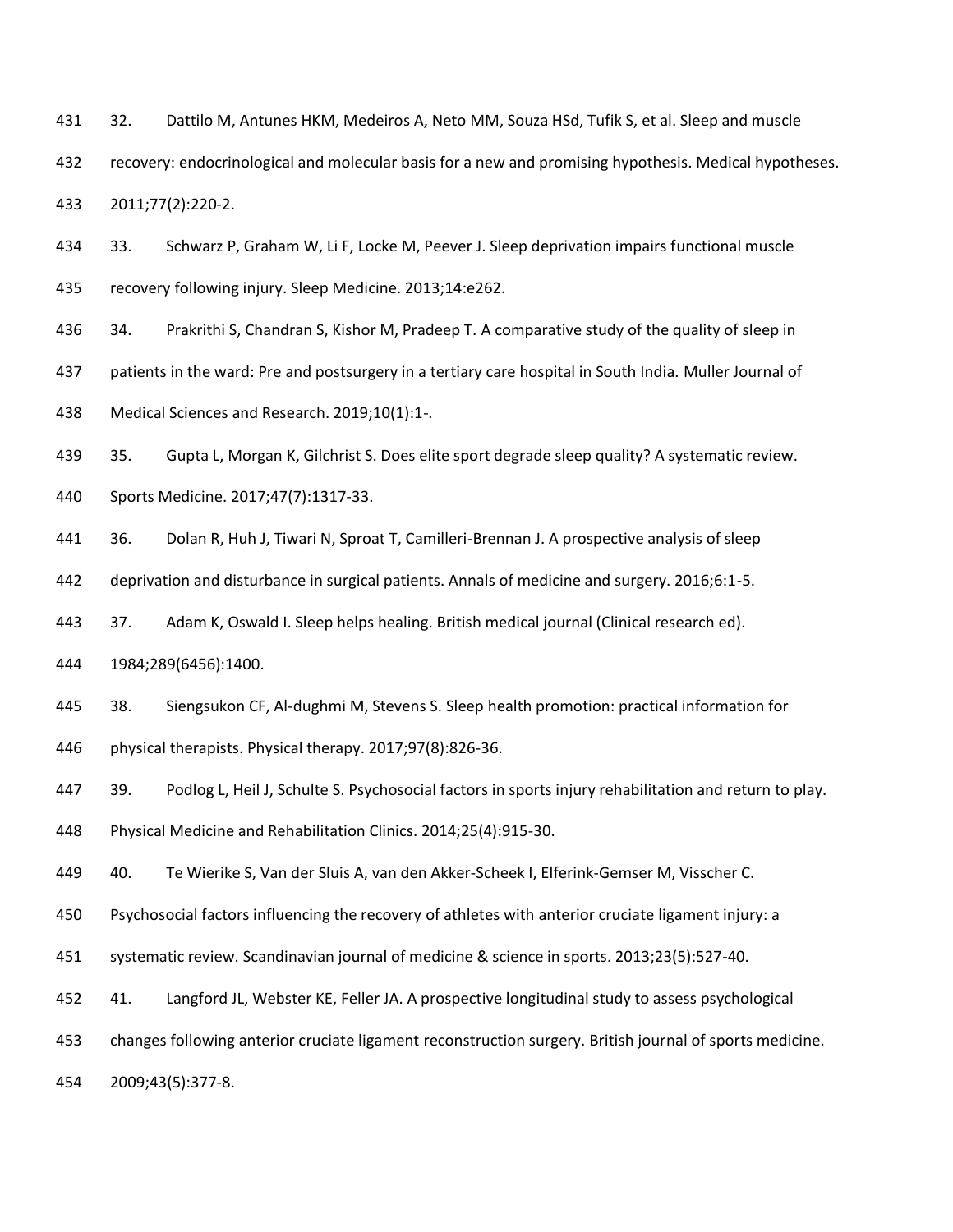32. Dattilo M, Antunes HKM, Medeiros A, Neto MM, Souza HSd, Tufik S, et al. Sleep and muscle recovery: endocrinological and molecular basis for a new and promising hypothesis. Medical hypotheses. 2011;77(2):220-2.

33. Schwarz P, Graham W, Li F, Locke M, Peever J. Sleep deprivation impairs functional muscle recovery following injury. Sleep Medicine. 2013;14:e262.

34. Prakrithi S, Chandran S, Kishor M, Pradeep T. A comparative study of the quality of sleep in patients in the ward: Pre and postsurgery in a tertiary care hospital in South India. Muller Journal of Medical Sciences and Research. 2019;10(1):1-.

35. Gupta L, Morgan K, Gilchrist S. Does elite sport degrade sleep quality? A systematic review. Sports Medicine. 2017;47(7):1317-33.

36. Dolan R, Huh J, Tiwari N, Sproat T, Camilleri-Brennan J. A prospective analysis of sleep deprivation and disturbance in surgical patients. Annals of medicine and surgery. 2016;6:1-5.

37. Adam K, Oswald I. Sleep helps healing. British medical journal (Clinical research ed). 1984;289(6456):1400.

38. Siengsukon CF, Al-dughmi M, Stevens S. Sleep health promotion: practical information for physical therapists. Physical therapy. 2017;97(8):826-36.

39. Podlog L, Heil J, Schulte S. Psychosocial factors in sports injury rehabilitation and return to play. Physical Medicine and Rehabilitation Clinics. 2014;25(4):915-30.

40. Te Wierike S, Van der Sluis A, van den Akker-Scheek I, Elferink-Gemser M, Visscher C. Psychosocial factors influencing the recovery of athletes with anterior cruciate ligament injury: a systematic review. Scandinavian journal of medicine & science in sports. 2013;23(5):527-40.

41. Langford JL, Webster KE, Feller JA. A prospective longitudinal study to assess psychological changes following anterior cruciate ligament reconstruction surgery. British journal of sports medicine. 2009;43(5):377-8.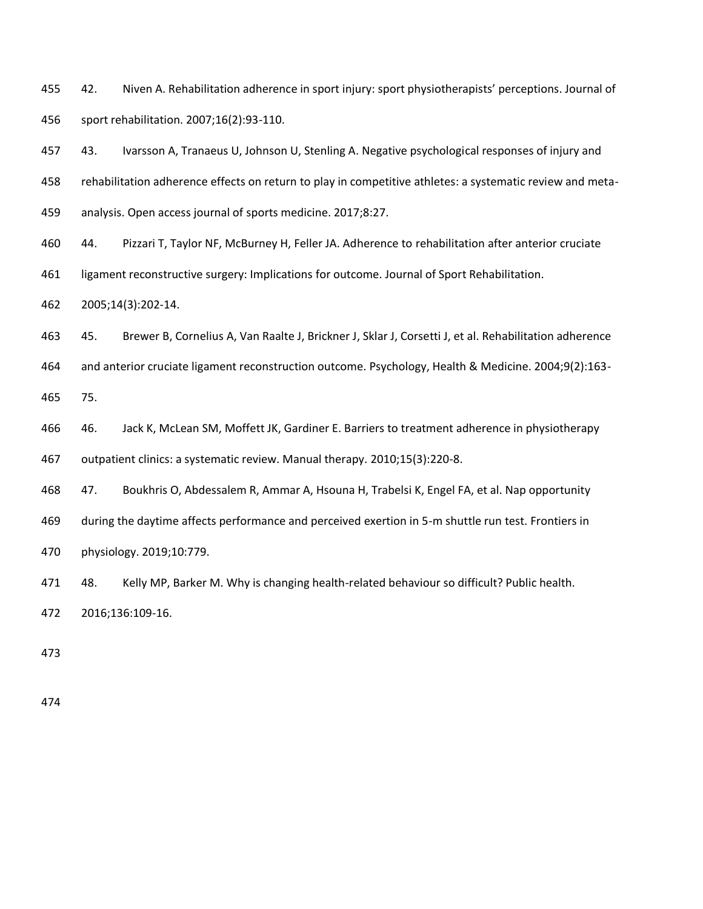42. Niven A. Rehabilitation adherence in sport injury: sport physiotherapists' perceptions. Journal of sport rehabilitation. 2007;16(2):93-110.

43. Ivarsson A, Tranaeus U, Johnson U, Stenling A. Negative psychological responses of injury and rehabilitation adherence effects on return to play in competitive athletes: a systematic review and meta-analysis. Open access journal of sports medicine. 2017;8:27.

44. Pizzari T, Taylor NF, McBurney H, Feller JA. Adherence to rehabilitation after anterior cruciate ligament reconstructive surgery: Implications for outcome. Journal of Sport Rehabilitation. 2005;14(3):202-14.

45. Brewer B, Cornelius A, Van Raalte J, Brickner J, Sklar J, Corsetti J, et al. Rehabilitation adherence and anterior cruciate ligament reconstruction outcome. Psychology, Health & Medicine. 2004;9(2):163-75.

46. Jack K, McLean SM, Moffett JK, Gardiner E. Barriers to treatment adherence in physiotherapy outpatient clinics: a systematic review. Manual therapy. 2010;15(3):220-8.

47. Boukhris O, Abdessalem R, Ammar A, Hsouna H, Trabelsi K, Engel FA, et al. Nap opportunity during the daytime affects performance and perceived exertion in 5-m shuttle run test. Frontiers in physiology. 2019;10:779.

48. Kelly MP, Barker M. Why is changing health-related behaviour so difficult? Public health. 2016;136:109-16.